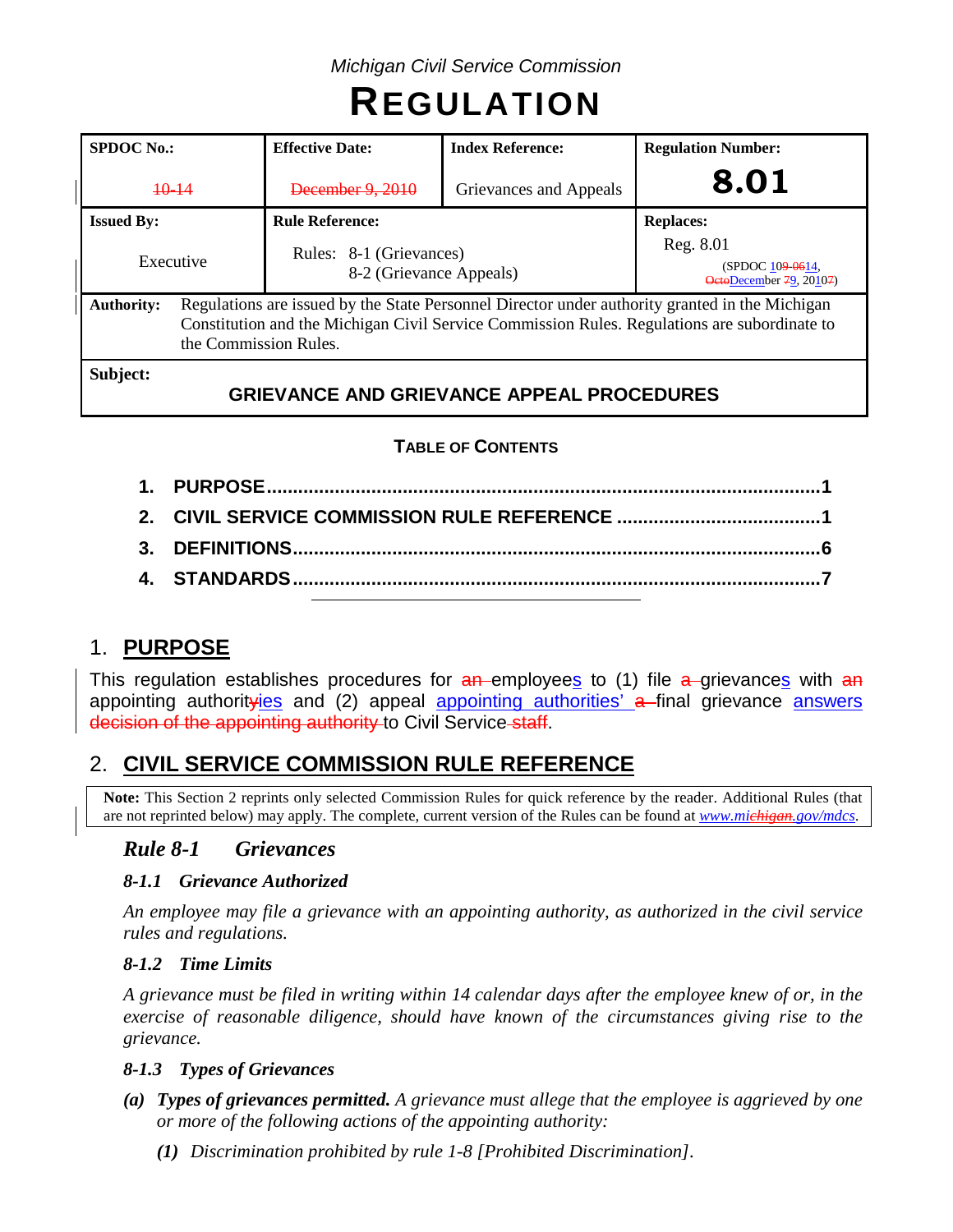*Michigan Civil Service Commission*

# REGULATION

| SPDOC No.: | Effective Date: | Index Reference: | Regulation Number: |
|---|---|---|---|
| ~~10-14~~ | ~~December 9, 2010~~ | Grievances and Appeals | **8.01** |
| **Issued By:** | **Rule Reference:** | | **Replaces:** |
| Executive | Rules: 8-1 (Grievances)<br>8-2 (Grievance Appeals) | | Reg. 8.01<br>(SPDOC 10~~9-06~~14, ~~Octo~~December ~~7~~9, 2010~~7~~) |

**Authority:** Regulations are issued by the State Personnel Director under authority granted in the Michigan Constitution and the Michigan Civil Service Commission Rules. Regulations are subordinate to the Commission Rules.

**Subject:**

**GRIEVANCE AND GRIEVANCE APPEAL PROCEDURES**

**TABLE OF CONTENTS**

1. PURPOSE ........ 1
2. CIVIL SERVICE COMMISSION RULE REFERENCE ........ 1
3. DEFINITIONS ........ 6
4. STANDARDS ........ 7

## 1. PURPOSE

This regulation establishes procedures for ~~an~~ employees to (1) file ~~a~~ grievances with ~~an~~ appointing authorit~~y~~ies and (2) appeal appointing authorities' ~~a~~ final grievance answers ~~decision of the appointing authority~~ to Civil Service~~ staff~~.

## 2. CIVIL SERVICE COMMISSION RULE REFERENCE

**Note:** This Section 2 reprints only selected Commission Rules for quick reference by the reader. Additional Rules (that are not reprinted below) may apply. The complete, current version of the Rules can be found at *www.mi~~chigan~~.gov/mdcs*.

### *Rule 8-1 Grievances*

#### *8-1.1 Grievance Authorized*

*An employee may file a grievance with an appointing authority, as authorized in the civil service rules and regulations.*

#### *8-1.2 Time Limits*

*A grievance must be filed in writing within 14 calendar days after the employee knew of or, in the exercise of reasonable diligence, should have known of the circumstances giving rise to the grievance.*

#### *8-1.3 Types of Grievances*

***(a)*** ***Types of grievances permitted.*** *A grievance must allege that the employee is aggrieved by one or more of the following actions of the appointing authority:*

***(1)*** *Discrimination prohibited by rule 1-8 [Prohibited Discrimination].*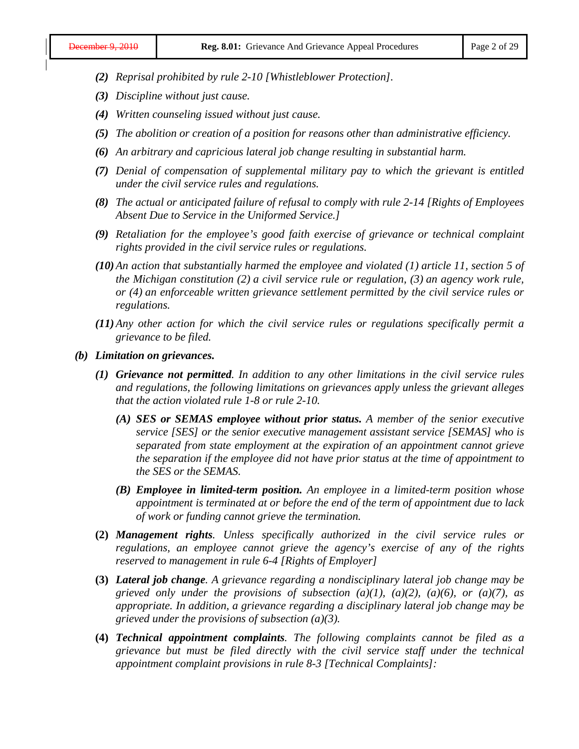*(2) Reprisal prohibited by rule 2-10 [Whistleblower Protection].*

*(3) Discipline without just cause.*

*(4) Written counseling issued without just cause.*

*(5) The abolition or creation of a position for reasons other than administrative efficiency.*

*(6) An arbitrary and capricious lateral job change resulting in substantial harm.*

*(7) Denial of compensation of supplemental military pay to which the grievant is entitled under the civil service rules and regulations.*

*(8) The actual or anticipated failure of refusal to comply with rule 2-14 [Rights of Employees Absent Due to Service in the Uniformed Service.]*

*(9) Retaliation for the employee's good faith exercise of grievance or technical complaint rights provided in the civil service rules or regulations.*

*(10) An action that substantially harmed the employee and violated (1) article 11, section 5 of the Michigan constitution (2) a civil service rule or regulation, (3) an agency work rule, or (4) an enforceable written grievance settlement permitted by the civil service rules or regulations.*

*(11) Any other action for which the civil service rules or regulations specifically permit a grievance to be filed.*

***(b) Limitation on grievances.***

***(1) Grievance not permitted****. In addition to any other limitations in the civil service rules and regulations, the following limitations on grievances apply unless the grievant alleges that the action violated rule 1-8 or rule 2-10.*

***(A) SES or SEMAS employee without prior status.*** *A member of the senior executive service [SES] or the senior executive management assistant service [SEMAS] who is separated from state employment at the expiration of an appointment cannot grieve the separation if the employee did not have prior status at the time of appointment to the SES or the SEMAS.*

***(B) Employee in limited-term position.*** *An employee in a limited-term position whose appointment is terminated at or before the end of the term of appointment due to lack of work or funding cannot grieve the termination.*

**(2)** ***Management rights****. Unless specifically authorized in the civil service rules or regulations, an employee cannot grieve the agency's exercise of any of the rights reserved to management in rule 6-4 [Rights of Employer]*

**(3)** ***Lateral job change****. A grievance regarding a nondisciplinary lateral job change may be grieved only under the provisions of subsection (a)(1), (a)(2), (a)(6), or (a)(7), as appropriate. In addition, a grievance regarding a disciplinary lateral job change may be grieved under the provisions of subsection (a)(3).*

**(4)** ***Technical appointment complaints****. The following complaints cannot be filed as a grievance but must be filed directly with the civil service staff under the technical appointment complaint provisions in rule 8-3 [Technical Complaints]:*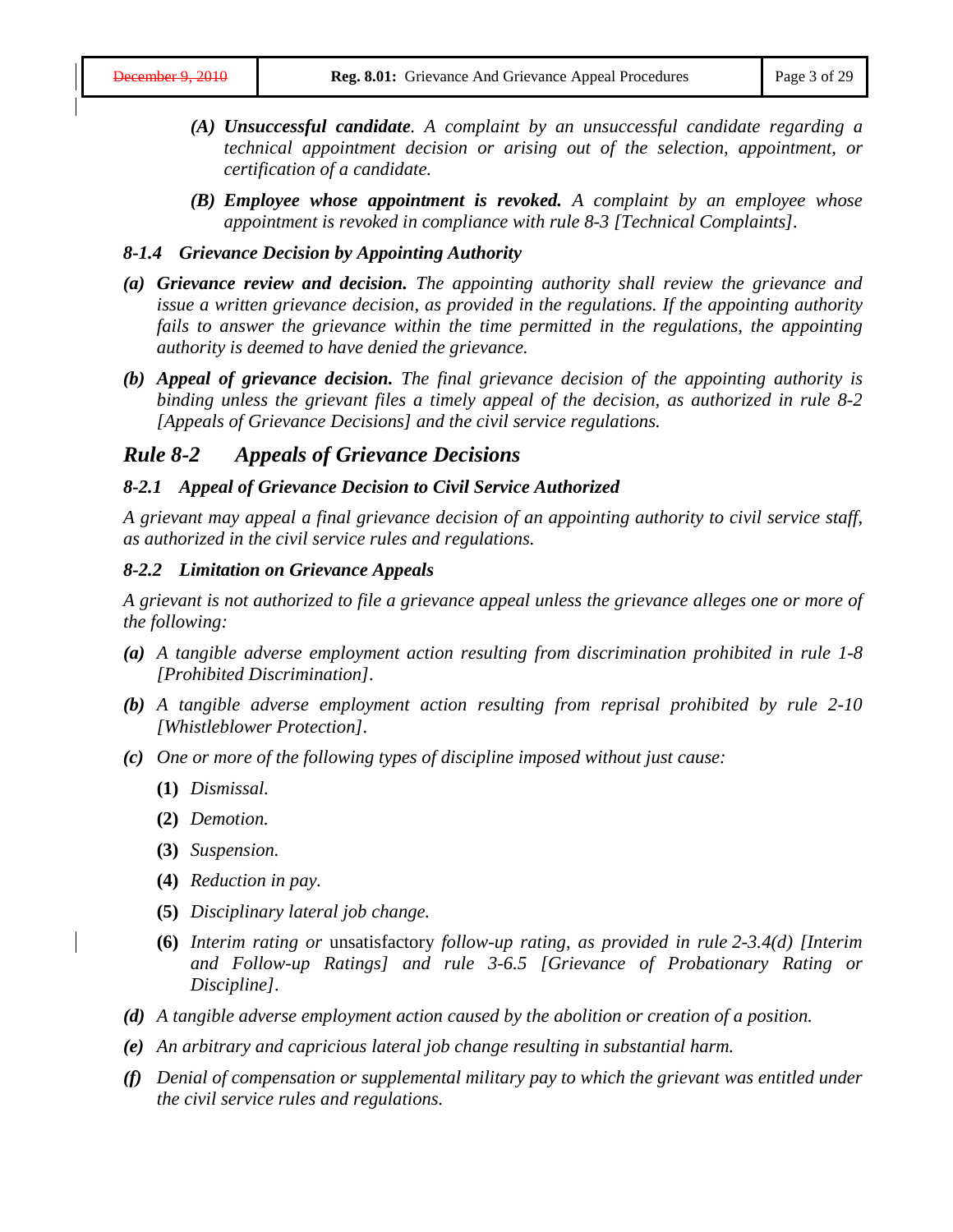*(A)* ***Unsuccessful candidate****. A complaint by an unsuccessful candidate regarding a technical appointment decision or arising out of the selection, appointment, or certification of a candidate.*

*(B)* ***Employee whose appointment is revoked.*** *A complaint by an employee whose appointment is revoked in compliance with rule 8-3 [Technical Complaints].*

### *8-1.4 Grievance Decision by Appointing Authority*

***(a) Grievance review and decision.*** *The appointing authority shall review the grievance and issue a written grievance decision, as provided in the regulations. If the appointing authority fails to answer the grievance within the time permitted in the regulations, the appointing authority is deemed to have denied the grievance.*

***(b) Appeal of grievance decision.*** *The final grievance decision of the appointing authority is binding unless the grievant files a timely appeal of the decision, as authorized in rule 8-2 [Appeals of Grievance Decisions] and the civil service regulations.*

## *Rule 8-2 Appeals of Grievance Decisions*

### *8-2.1 Appeal of Grievance Decision to Civil Service Authorized*

*A grievant may appeal a final grievance decision of an appointing authority to civil service staff, as authorized in the civil service rules and regulations.*

### *8-2.2 Limitation on Grievance Appeals*

*A grievant is not authorized to file a grievance appeal unless the grievance alleges one or more of the following:*

***(a)*** *A tangible adverse employment action resulting from discrimination prohibited in rule 1-8 [Prohibited Discrimination].*

***(b)*** *A tangible adverse employment action resulting from reprisal prohibited by rule 2-10 [Whistleblower Protection].*

***(c)*** *One or more of the following types of discipline imposed without just cause:*

**(1)** *Dismissal.*

**(2)** *Demotion.*

**(3)** *Suspension.*

**(4)** *Reduction in pay.*

**(5)** *Disciplinary lateral job change.*

**(6)** *Interim rating or* unsatisfactory *follow-up rating, as provided in rule 2-3.4(d) [Interim and Follow-up Ratings] and rule 3-6.5 [Grievance of Probationary Rating or Discipline].*

***(d)*** *A tangible adverse employment action caused by the abolition or creation of a position.*

***(e)*** *An arbitrary and capricious lateral job change resulting in substantial harm.*

***(f)*** *Denial of compensation or supplemental military pay to which the grievant was entitled under the civil service rules and regulations.*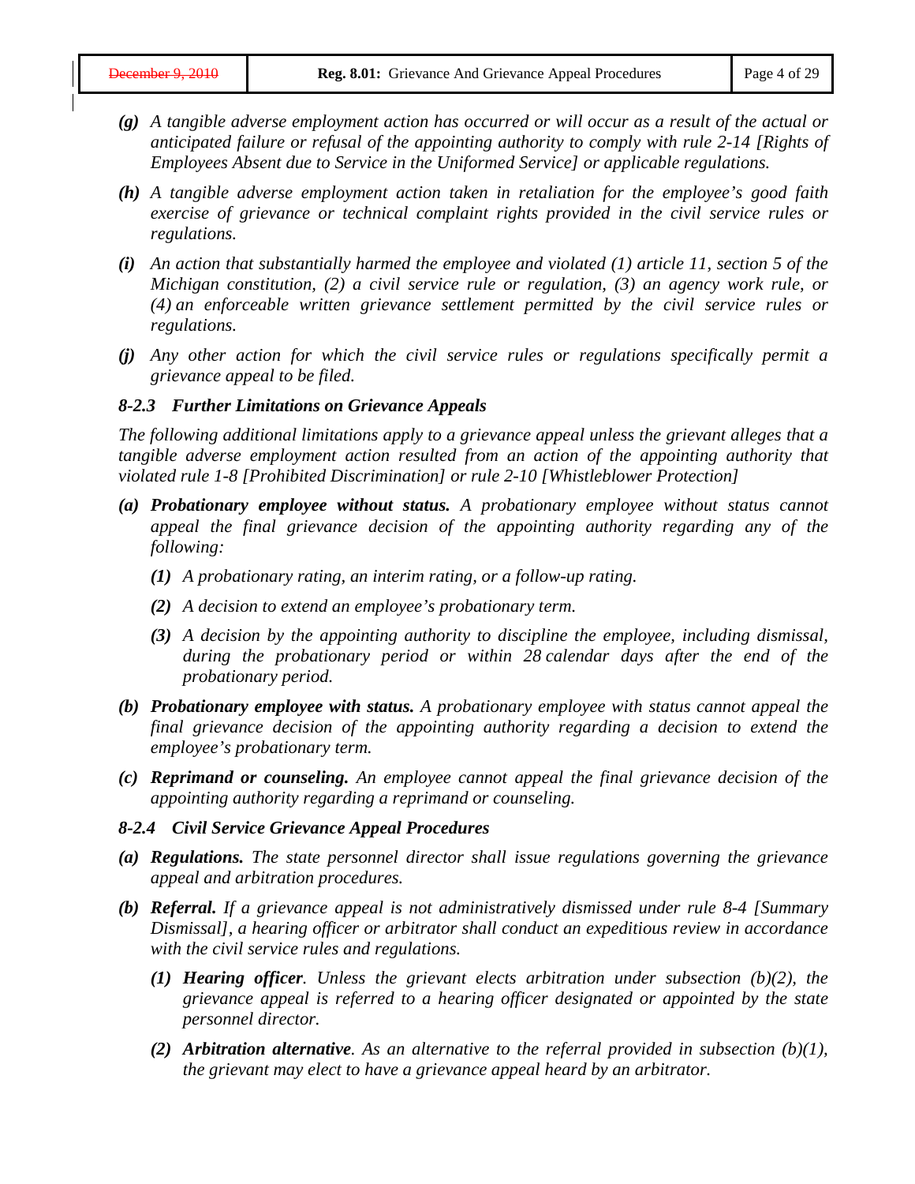*(g)* *A tangible adverse employment action has occurred or will occur as a result of the actual or anticipated failure or refusal of the appointing authority to comply with rule 2-14 [Rights of Employees Absent due to Service in the Uniformed Service] or applicable regulations.*

*(h)* *A tangible adverse employment action taken in retaliation for the employee's good faith exercise of grievance or technical complaint rights provided in the civil service rules or regulations.*

*(i)* *An action that substantially harmed the employee and violated (1) article 11, section 5 of the Michigan constitution, (2) a civil service rule or regulation, (3) an agency work rule, or (4) an enforceable written grievance settlement permitted by the civil service rules or regulations.*

*(j)* *Any other action for which the civil service rules or regulations specifically permit a grievance appeal to be filed.*

### *8-2.3 Further Limitations on Grievance Appeals*

*The following additional limitations apply to a grievance appeal unless the grievant alleges that a tangible adverse employment action resulted from an action of the appointing authority that violated rule 1-8 [Prohibited Discrimination] or rule 2-10 [Whistleblower Protection]*

*(a)* ***Probationary employee without status.*** *A probationary employee without status cannot appeal the final grievance decision of the appointing authority regarding any of the following:*

- *(1)* *A probationary rating, an interim rating, or a follow-up rating.*
- *(2)* *A decision to extend an employee's probationary term.*
- *(3)* *A decision by the appointing authority to discipline the employee, including dismissal, during the probationary period or within 28 calendar days after the end of the probationary period.*

*(b)* ***Probationary employee with status.*** *A probationary employee with status cannot appeal the final grievance decision of the appointing authority regarding a decision to extend the employee's probationary term.*

*(c)* ***Reprimand or counseling.*** *An employee cannot appeal the final grievance decision of the appointing authority regarding a reprimand or counseling.*

### *8-2.4 Civil Service Grievance Appeal Procedures*

*(a)* ***Regulations.*** *The state personnel director shall issue regulations governing the grievance appeal and arbitration procedures.*

*(b)* ***Referral.*** *If a grievance appeal is not administratively dismissed under rule 8-4 [Summary Dismissal], a hearing officer or arbitrator shall conduct an expeditious review in accordance with the civil service rules and regulations.*

- *(1)* ***Hearing officer****. Unless the grievant elects arbitration under subsection (b)(2), the grievance appeal is referred to a hearing officer designated or appointed by the state personnel director.*
- *(2)* ***Arbitration alternative****. As an alternative to the referral provided in subsection (b)(1), the grievant may elect to have a grievance appeal heard by an arbitrator.*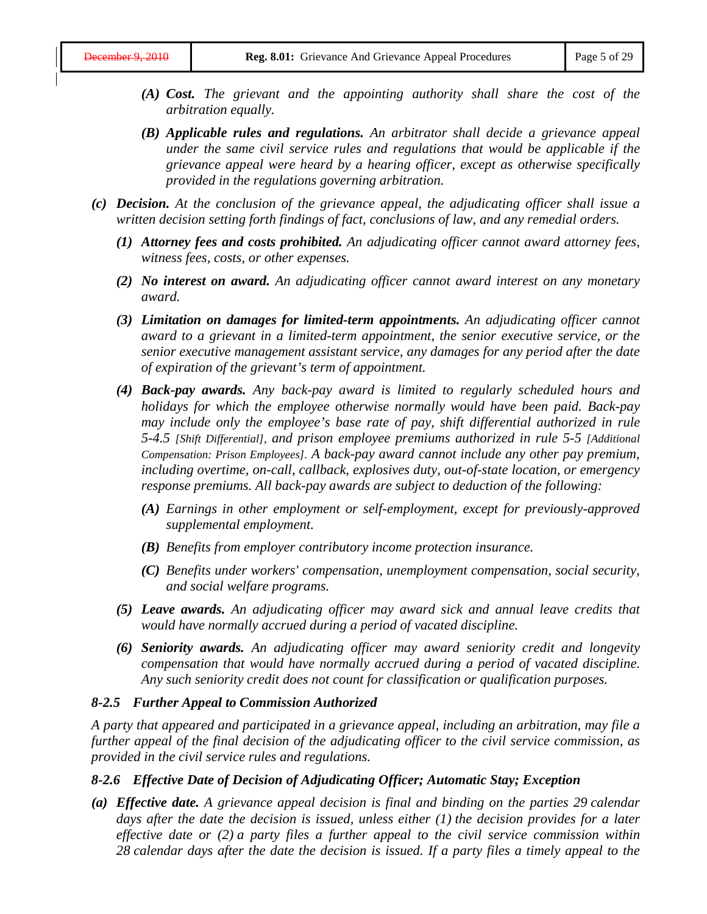*(A) **Cost.** The grievant and the appointing authority shall share the cost of the arbitration equally.*

*(B) **Applicable rules and regulations.** An arbitrator shall decide a grievance appeal under the same civil service rules and regulations that would be applicable if the grievance appeal were heard by a hearing officer, except as otherwise specifically provided in the regulations governing arbitration.*

*(c) **Decision.** At the conclusion of the grievance appeal, the adjudicating officer shall issue a written decision setting forth findings of fact, conclusions of law, and any remedial orders.*

*(1) **Attorney fees and costs prohibited.** An adjudicating officer cannot award attorney fees, witness fees, costs, or other expenses.*

*(2) **No interest on award.** An adjudicating officer cannot award interest on any monetary award.*

*(3) **Limitation on damages for limited-term appointments.** An adjudicating officer cannot award to a grievant in a limited-term appointment, the senior executive service, or the senior executive management assistant service, any damages for any period after the date of expiration of the grievant's term of appointment.*

*(4) **Back-pay awards.** Any back-pay award is limited to regularly scheduled hours and holidays for which the employee otherwise normally would have been paid. Back-pay may include only the employee's base rate of pay, shift differential authorized in rule 5-4.5 [Shift Differential], and prison employee premiums authorized in rule 5-5 [Additional Compensation: Prison Employees]. A back-pay award cannot include any other pay premium, including overtime, on-call, callback, explosives duty, out-of-state location, or emergency response premiums. All back-pay awards are subject to deduction of the following:*

*(A) Earnings in other employment or self-employment, except for previously-approved supplemental employment.*

*(B) Benefits from employer contributory income protection insurance.*

*(C) Benefits under workers' compensation, unemployment compensation, social security, and social welfare programs.*

*(5) **Leave awards.** An adjudicating officer may award sick and annual leave credits that would have normally accrued during a period of vacated discipline.*

*(6) **Seniority awards.** An adjudicating officer may award seniority credit and longevity compensation that would have normally accrued during a period of vacated discipline. Any such seniority credit does not count for classification or qualification purposes.*

### *8-2.5 Further Appeal to Commission Authorized*

*A party that appeared and participated in a grievance appeal, including an arbitration, may file a further appeal of the final decision of the adjudicating officer to the civil service commission, as provided in the civil service rules and regulations.*

### *8-2.6 Effective Date of Decision of Adjudicating Officer; Automatic Stay; Exception*

*(a) **Effective date.** A grievance appeal decision is final and binding on the parties 29 calendar days after the date the decision is issued, unless either (1) the decision provides for a later effective date or (2) a party files a further appeal to the civil service commission within 28 calendar days after the date the decision is issued. If a party files a timely appeal to the*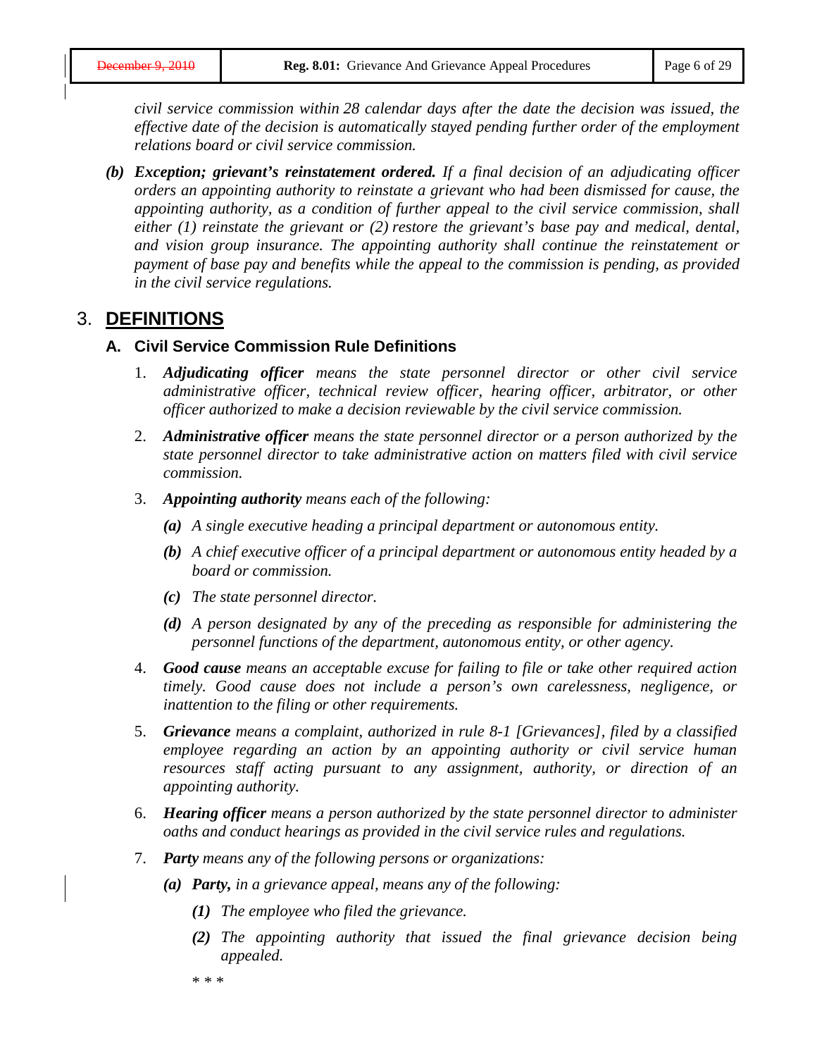*civil service commission within 28 calendar days after the date the decision was issued, the effective date of the decision is automatically stayed pending further order of the employment relations board or civil service commission.*

***(b) Exception; grievant's reinstatement ordered.*** *If a final decision of an adjudicating officer orders an appointing authority to reinstate a grievant who had been dismissed for cause, the appointing authority, as a condition of further appeal to the civil service commission, shall either (1) reinstate the grievant or (2) restore the grievant's base pay and medical, dental, and vision group insurance. The appointing authority shall continue the reinstatement or payment of base pay and benefits while the appeal to the commission is pending, as provided in the civil service regulations.*

## 3. DEFINITIONS

### A. Civil Service Commission Rule Definitions

1. ***Adjudicating officer*** *means the state personnel director or other civil service administrative officer, technical review officer, hearing officer, arbitrator, or other officer authorized to make a decision reviewable by the civil service commission.*

2. ***Administrative officer*** *means the state personnel director or a person authorized by the state personnel director to take administrative action on matters filed with civil service commission.*

3. ***Appointing authority*** *means each of the following:*

   ***(a)*** *A single executive heading a principal department or autonomous entity.*

   ***(b)*** *A chief executive officer of a principal department or autonomous entity headed by a board or commission.*

   ***(c)*** *The state personnel director.*

   ***(d)*** *A person designated by any of the preceding as responsible for administering the personnel functions of the department, autonomous entity, or other agency.*

4. ***Good cause*** *means an acceptable excuse for failing to file or take other required action timely. Good cause does not include a person's own carelessness, negligence, or inattention to the filing or other requirements.*

5. ***Grievance*** *means a complaint, authorized in rule 8-1 [Grievances], filed by a classified employee regarding an action by an appointing authority or civil service human resources staff acting pursuant to any assignment, authority, or direction of an appointing authority.*

6. ***Hearing officer*** *means a person authorized by the state personnel director to administer oaths and conduct hearings as provided in the civil service rules and regulations.*

7. ***Party*** *means any of the following persons or organizations:*

   ***(a) Party,*** *in a grievance appeal, means any of the following:*

      ***(1)*** *The employee who filed the grievance.*

      ***(2)*** *The appointing authority that issued the final grievance decision being appealed.*

      \* \* \*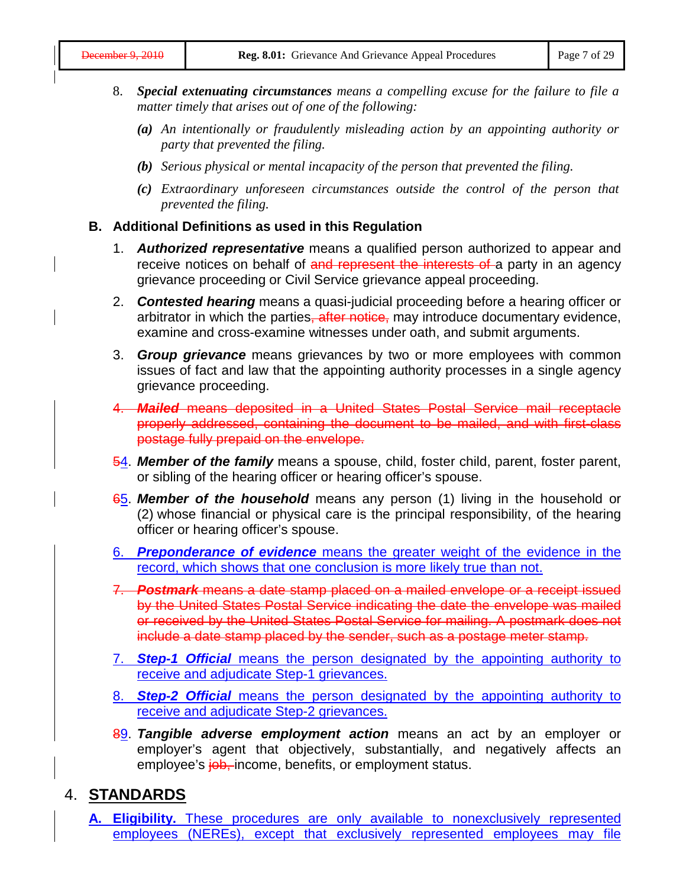8. ***Special extenuating circumstances*** *means a compelling excuse for the failure to file a matter timely that arises out of one of the following:*

   ***(a)*** *An intentionally or fraudulently misleading action by an appointing authority or party that prevented the filing.*

   ***(b)*** *Serious physical or mental incapacity of the person that prevented the filing.*

   ***(c)*** *Extraordinary unforeseen circumstances outside the control of the person that prevented the filing.*

### B. Additional Definitions as used in this Regulation

1. ***Authorized representative*** means a qualified person authorized to appear and receive notices on behalf of ~~and represent the interests of~~ a party in an agency grievance proceeding or Civil Service grievance appeal proceeding.

2. ***Contested hearing*** means a quasi-judicial proceeding before a hearing officer or arbitrator in which the parties~~, after notice,~~ may introduce documentary evidence, examine and cross-examine witnesses under oath, and submit arguments.

3. ***Group grievance*** means grievances by two or more employees with common issues of fact and law that the appointing authority processes in a single agency grievance proceeding.

~~4. ***Mailed*** means deposited in a United States Postal Service mail receptacle properly addressed, containing the document to be mailed, and with first-class postage fully prepaid on the envelope.~~

~~5~~4. ***Member of the family*** means a spouse, child, foster child, parent, foster parent, or sibling of the hearing officer or hearing officer's spouse.

~~6~~5. ***Member of the household*** means any person (1) living in the household or (2) whose financial or physical care is the principal responsibility, of the hearing officer or hearing officer's spouse.

6. ***Preponderance of evidence*** means the greater weight of the evidence in the record, which shows that one conclusion is more likely true than not.

~~7. ***Postmark*** means a date stamp placed on a mailed envelope or a receipt issued by the United States Postal Service indicating the date the envelope was mailed or received by the United States Postal Service for mailing. A postmark does not include a date stamp placed by the sender, such as a postage meter stamp.~~

7. ***Step-1 Official*** means the person designated by the appointing authority to receive and adjudicate Step-1 grievances.

8. ***Step-2 Official*** means the person designated by the appointing authority to receive and adjudicate Step-2 grievances.

~~8~~9. ***Tangible adverse employment action*** means an act by an employer or employer's agent that objectively, substantially, and negatively affects an employee's ~~job,~~ income, benefits, or employment status.

## 4. STANDARDS

**A. Eligibility.** These procedures are only available to nonexclusively represented employees (NEREs), except that exclusively represented employees may file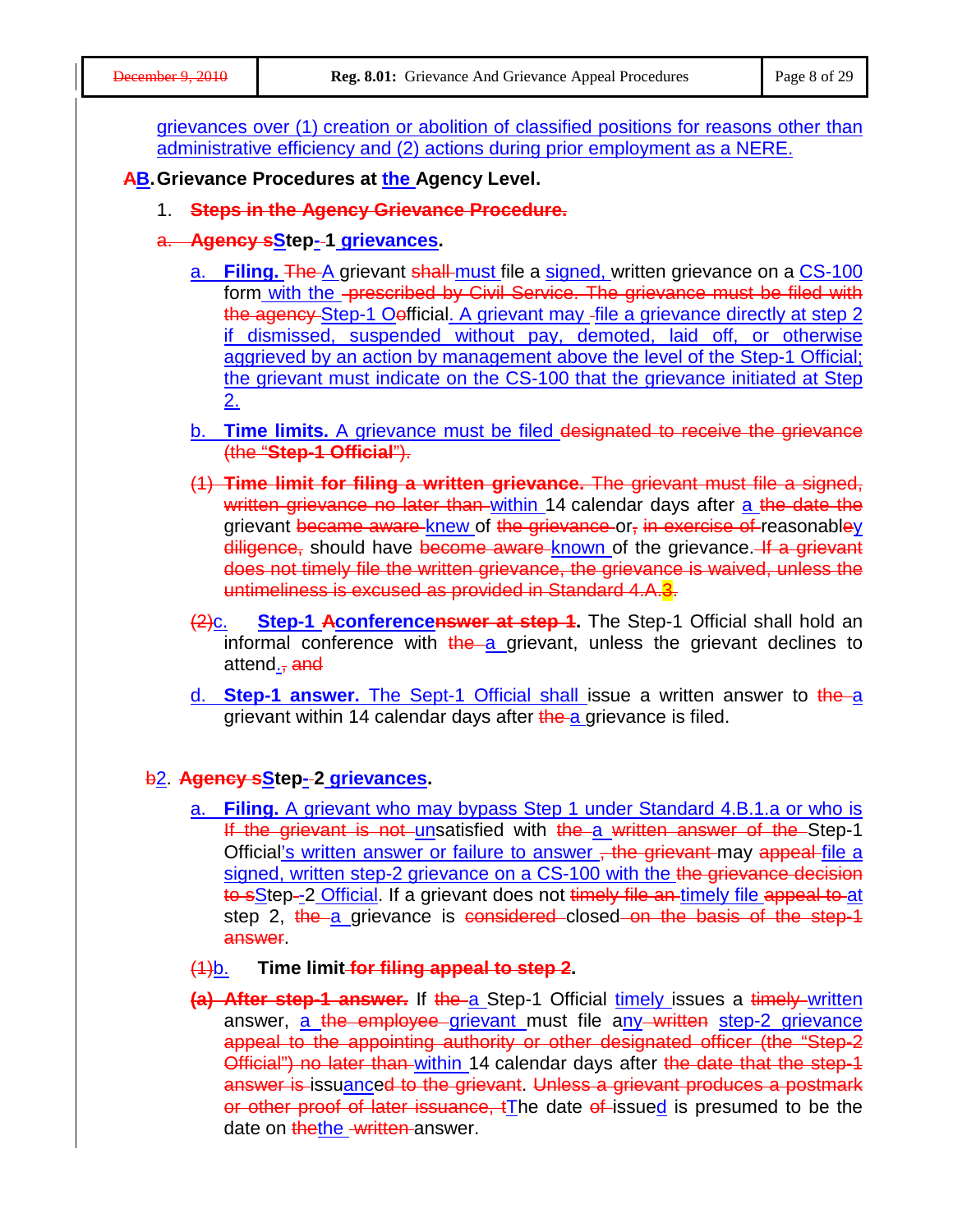grievances over (1) creation or abolition of classified positions for reasons other than administrative efficiency and (2) actions during prior employment as a NERE.

**~~A~~B. Grievance Procedures at the Agency Level.**

1. **~~Steps in the Agency Grievance Procedure.~~**

~~a.~~ **~~Agency s~~Step~~-~~ 1 grievances.**

a. **Filing.** ~~The~~ A grievant ~~shall~~ must file a signed, written grievance on a CS-100 form with the ~~prescribed by Civil Service. The grievance must be filed with the agency~~ Step-1 ~~O~~official. A grievant may file a grievance directly at step 2 if dismissed, suspended without pay, demoted, laid off, or otherwise aggrieved by an action by management above the level of the Step-1 Official; the grievant must indicate on the CS-100 that the grievance initiated at Step 2.

b. **Time limits.** A grievance must be filed ~~designated to receive the grievance (the "**Step-1 Official**").~~

~~(1)~~ ~~**Time limit for filing a written grievance.** The grievant must file a signed, written grievance no later than~~ within 14 calendar days after a ~~the date the~~ grievant ~~became aware~~ knew of ~~the grievance~~ or~~,~~ ~~in exercise of~~ reasonabl~~e~~y ~~diligence,~~ should have ~~become aware~~ known of the grievance. ~~If a grievant does not timely file the written grievance, the grievance is waived, unless the untimeliness is excused as provided in Standard 4.A.3.~~

~~(2)~~c. **Step-1 ~~A~~conference~~nswer at step 1~~.** The Step-1 Official shall hold an informal conference with ~~the~~ a grievant, unless the grievant declines to attend.~~, and~~

d. **Step-1 answer.** The Sept-1 Official shall issue a written answer to ~~the~~ a grievant within 14 calendar days after ~~the~~ a grievance is filed.

~~b~~2. **~~Agency s~~Step~~-~~ 2 grievances.**

a. **Filing.** A grievant who may bypass Step 1 under Standard 4.B.1.a or who is ~~If the grievant is not~~ unsatisfied with ~~the~~ a ~~written answer of the~~ Step-1 Official's written answer or failure to answer ~~, the grievant~~ may ~~appeal~~ file a signed, written step-2 grievance on a CS-100 with the ~~the grievance decision to s~~Step~~-~~2 Official. If a grievant does not ~~timely file an~~ timely file ~~appeal to~~ at step 2, ~~the~~ a grievance is ~~considered~~ closed ~~on the basis of the step-1 answer~~.

~~(1)~~b. **Time limit ~~for filing appeal to step 2~~.**

~~**(a) After step-1 answer.**~~ If ~~the~~ a Step-1 Official timely issues a ~~timely~~ written answer, a ~~the employee~~ grievant must file any ~~written~~ step-2 grievance ~~appeal to the appointing authority or other designated officer (the "Step-2 Official") no later than~~ within 14 calendar days after ~~the date that the step-1 answer is~~ issuanced ~~to the grievant~~. ~~Unless a grievant produces a postmark or other proof of later issuance, t~~The date ~~of~~ issued is presumed to be the date on ~~the~~the ~~written~~ answer.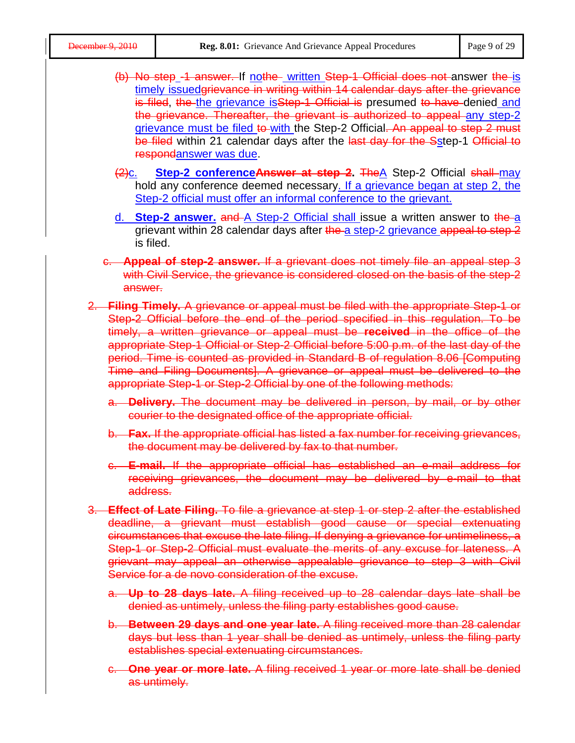~~(b) No step -1 answer.~~ If no~~the~~ written ~~Step-1 Official does not~~ answer ~~the~~ is timely issued~~grievance in writing within 14 calendar days after the grievance is filed~~, ~~the~~ the grievance is~~Step-1 Official is~~ presumed ~~to have~~ denied and ~~the grievance. Thereafter, the grievant is authorized to appeal~~ any step-2 grievance must be filed ~~to~~ with the Step-2 Official~~. An appeal to step 2 must be filed~~ within 21 calendar days after the ~~last day for the S~~step-1 ~~Official to respond~~answer was due.

~~(2)~~c. **Step-2 conference~~Answer at step 2~~.** ~~The~~A Step-2 Official ~~shall~~ may hold any conference deemed necessary. If a grievance began at step 2, the Step-2 official must offer an informal conference to the grievant.

d. **Step-2 answer.** ~~and~~ A Step-2 Official shall issue a written answer to ~~the~~ a grievant within 28 calendar days after ~~the~~ a step-2 grievance ~~appeal to step 2~~ is filed.

~~c. **Appeal of step-2 answer.** If a grievant does not timely file an appeal step 3 with Civil Service, the grievance is considered closed on the basis of the step-2 answer.~~

~~2. **Filing Timely.** A grievance or appeal must be filed with the appropriate Step-1 or Step-2 Official before the end of the period specified in this regulation. To be timely, a written grievance or appeal must be **received** in the office of the appropriate Step-1 Official or Step-2 Official before 5:00 p.m. of the last day of the period. Time is counted as provided in Standard B of regulation 8.06 [Computing Time and Filing Documents]. A grievance or appeal must be delivered to the appropriate Step-1 or Step-2 Official by one of the following methods:~~

~~a. **Delivery.** The document may be delivered in person, by mail, or by other courier to the designated office of the appropriate official.~~

~~b. **Fax.** If the appropriate official has listed a fax number for receiving grievances, the document may be delivered by fax to that number.~~

~~c. **E-mail.** If the appropriate official has established an e-mail address for receiving grievances, the document may be delivered by e-mail to that address.~~

~~3. **Effect of Late Filing.** To file a grievance at step 1 or step 2 after the established deadline, a grievant must establish good cause or special extenuating circumstances that excuse the late filing. If denying a grievance for untimeliness, a Step-1 or Step-2 Official must evaluate the merits of any excuse for lateness. A grievant may appeal an otherwise appealable grievance to step 3 with Civil Service for a de novo consideration of the excuse.~~

~~a. **Up to 28 days late.** A filing received up to 28 calendar days late shall be denied as untimely, unless the filing party establishes good cause.~~

~~b. **Between 29 days and one year late.** A filing received more than 28 calendar days but less than 1 year shall be denied as untimely, unless the filing party establishes special extenuating circumstances.~~

~~c. **One year or more late.** A filing received 1 year or more late shall be denied as untimely.~~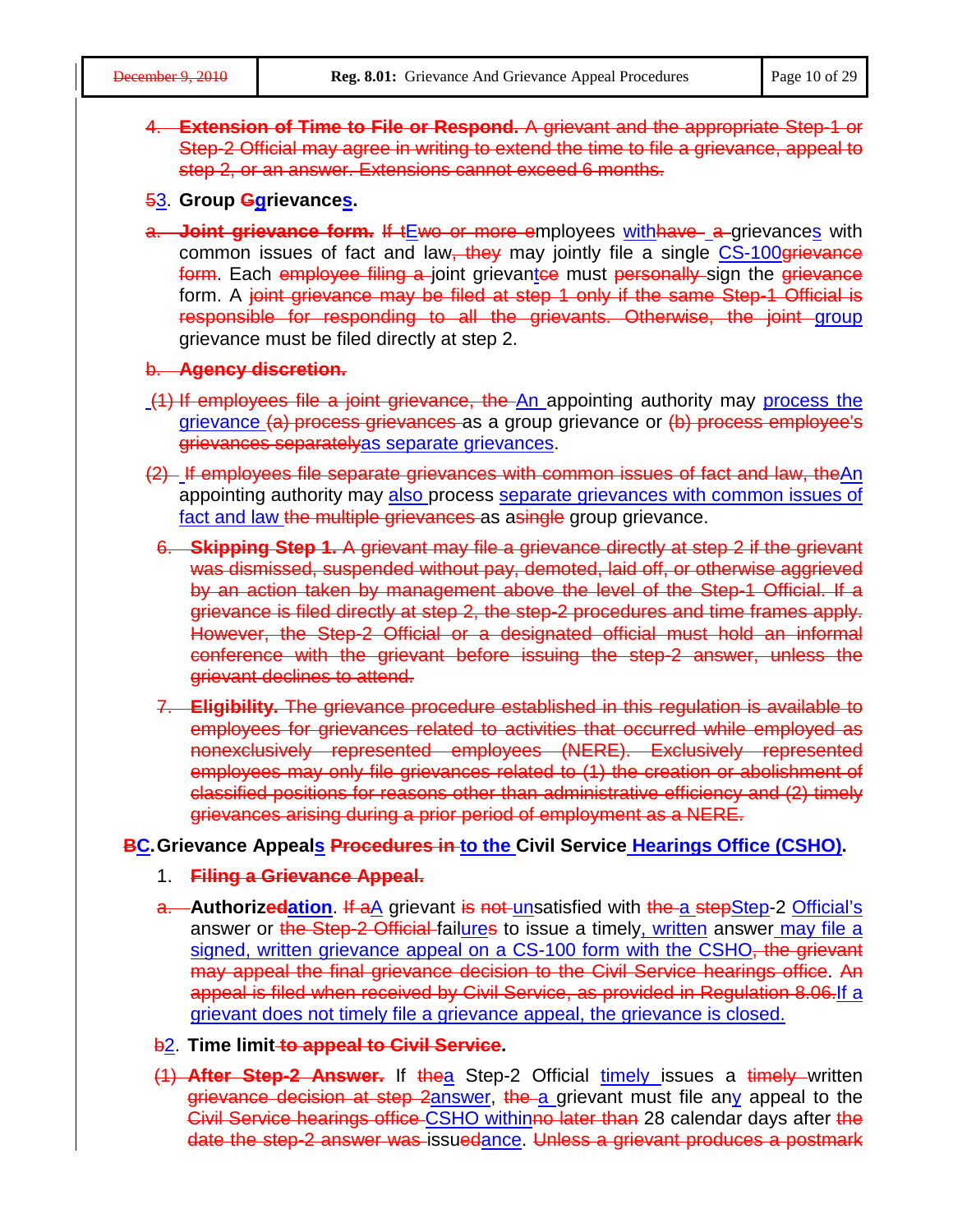~~4. **Extension of Time to File or Respond.** A grievant and the appropriate Step-1 or Step-2 Official may agree in writing to extend the time to file a grievance, appeal to step 2, or an answer. Extensions cannot exceed 6 months.~~

~~5~~3. **Group ~~G~~grievances.**

~~a. **Joint grievance form.** If t~~E~~wo or more e~~mployees with~~have a~~ grievances with common issues of fact and law~~, they~~ may jointly file a single CS-100~~grievance form~~. Each ~~employee filing a~~ joint grievant~~ce~~ must ~~personally~~ sign the ~~grievance~~ form. A ~~joint grievance may be filed at step 1 only if the same Step-1 Official is responsible for responding to all the grievants. Otherwise, the joint~~ group grievance must be filed directly at step 2.

~~b. **Agency discretion.**~~

~~(1) If employees file a joint grievance, the~~ An appointing authority may process the grievance ~~(a) process grievances~~ as a group grievance or ~~(b) process employee's grievances separately~~as separate grievances.

~~(2) If employees file separate grievances with common issues of fact and law, the~~An appointing authority may also process separate grievances with common issues of fact and law ~~the multiple grievances~~ as a~~single~~ group grievance.

~~6. **Skipping Step 1.** A grievant may file a grievance directly at step 2 if the grievant was dismissed, suspended without pay, demoted, laid off, or otherwise aggrieved by an action taken by management above the level of the Step-1 Official. If a grievance is filed directly at step 2, the step-2 procedures and time frames apply. However, the Step-2 Official or a designated official must hold an informal conference with the grievant before issuing the step-2 answer, unless the grievant declines to attend.~~

~~7. **Eligibility.** The grievance procedure established in this regulation is available to employees for grievances related to activities that occurred while employed as nonexclusively represented employees (NERE). Exclusively represented employees may only file grievances related to (1) the creation or abolishment of classified positions for reasons other than administrative efficiency and (2) timely grievances arising during a prior period of employment as a NERE.~~

**~~B~~C. Grievance Appeals ~~Procedures in~~ to the Civil Service Hearings Office (CSHO).**

1. ~~**Filing a Grievance Appeal.**~~

~~a.~~ **Authoriz~~ed~~ation**. ~~If a~~A grievant ~~is not~~ unsatisfied with ~~the~~ a ~~step~~Step-2 Official's answer or ~~the Step-2 Official~~ failure~~s~~ to issue a timely, written answer may file a signed, written grievance appeal on a CS-100 form with the CSHO~~, the grievant may appeal the final grievance decision to the Civil Service hearings office~~. ~~An appeal is filed when received by Civil Service, as provided in Regulation 8.06.~~If a grievant does not timely file a grievance appeal, the grievance is closed.

~~b~~2. **Time limit ~~to appeal to Civil Service~~.**

~~(1) **After Step-2 Answer.**~~ If ~~the~~a Step-2 Official timely issues a ~~timely~~ written ~~grievance decision at step 2~~answer, ~~the~~ a grievant must file any appeal to the ~~Civil Service hearings office~~ CSHO within~~no later than~~ 28 calendar days after ~~the date the step-2 answer was~~ issu~~ed~~ance. ~~Unless a grievant produces a postmark~~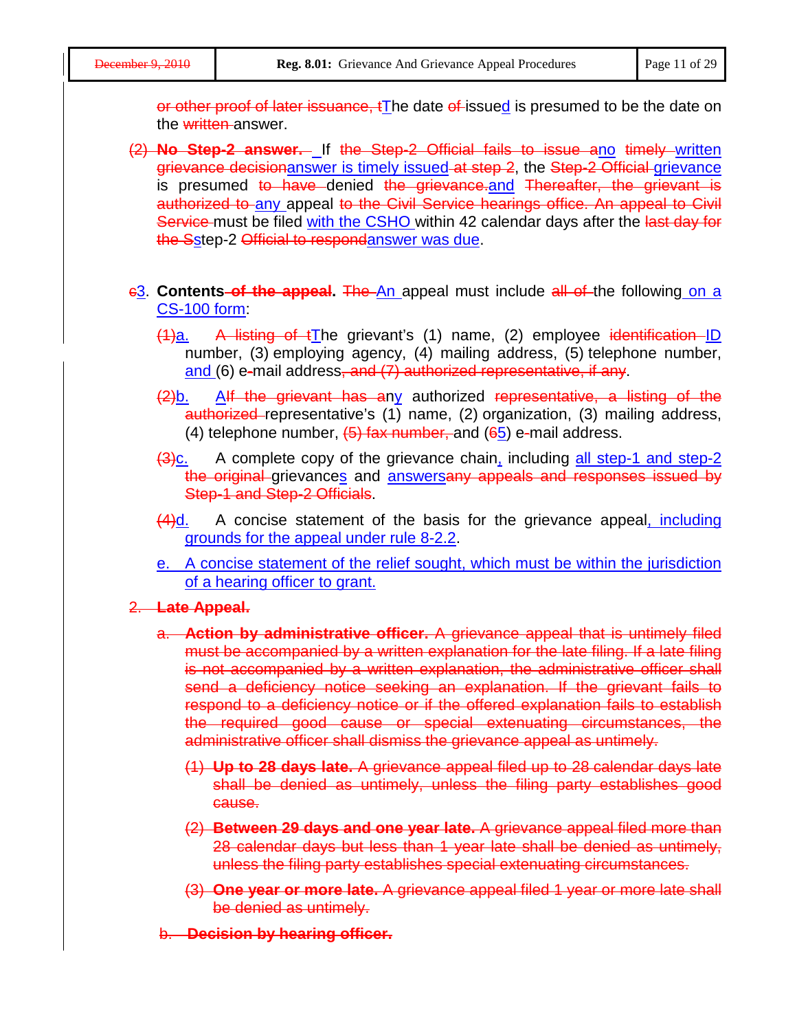~~or other proof of later issuance, t~~<u>T</u>he date ~~of~~ issue<u>d</u> is presumed to be the date on the ~~written~~ answer.

~~(2)~~ ~~**No Step-2 answer.**~~ If ~~the Step-2 Official fails to issue a~~<u>no</u> ~~timely~~ <u>written</u> ~~grievance decision~~<u>answer is timely issued</u>~~ at step 2~~, the ~~Step-2 Official~~ <u>grievance</u> is presumed ~~to have~~ denied ~~the grievance.~~<u>and</u> ~~Thereafter, the grievant is authorized to~~ <u>any</u> appeal ~~to the Civil Service hearings office. An appeal to Civil Service~~ must be filed <u>with the CSHO</u> within 42 calendar days after the ~~last day for the S~~<u>s</u>tep-2 ~~Official to respond~~<u>answer was due</u>.

~~c~~<u>3</u>. **Contents~~ of the appeal~~.** ~~The~~ <u>An</u> appeal must include ~~all of~~ the following<u> on a CS-100 form</u>:

- ~~(1)~~<u>a.</u> ~~A listing of t~~<u>T</u>he grievant's (1) name, (2) employee ~~identification~~ <u>ID</u> number, (3) employing agency, (4) mailing address, (5) telephone number, <u>and</u> (6) e~~-~~mail address~~, and (7) authorized representative, if any~~.

- ~~(2)~~<u>b.</u> <u>A</u>~~If the grievant has a~~<u>ny</u> authorized ~~representative, a listing of the authorized~~ representative's (1) name, (2) organization, (3) mailing address, (4) telephone number, ~~(5) fax number,~~ and (~~6~~<u>5</u>) e~~-~~mail address.

- ~~(3)~~<u>c.</u> A complete copy of the grievance chain<u>,</u> including <u>all step-1 and step-2</u> ~~the original~~ grievance<u>s</u> and <u>answers</u>~~any appeals and responses issued by Step-1 and Step-2 Officials~~.

- ~~(4)~~<u>d.</u> A concise statement of the basis for the grievance appeal<u>, including grounds for the appeal under rule 8-2.2</u>.

- <u>e. A concise statement of the relief sought, which must be within the jurisdiction of a hearing officer to grant.</u>

~~2. **Late Appeal.**~~

~~a. **Action by administrative officer.** A grievance appeal that is untimely filed must be accompanied by a written explanation for the late filing. If a late filing is not accompanied by a written explanation, the administrative officer shall send a deficiency notice seeking an explanation. If the grievant fails to respond to a deficiency notice or if the offered explanation fails to establish the required good cause or special extenuating circumstances, the administrative officer shall dismiss the grievance appeal as untimely.~~

~~(1) **Up to 28 days late.** A grievance appeal filed up to 28 calendar days late shall be denied as untimely, unless the filing party establishes good cause.~~

~~(2) **Between 29 days and one year late.** A grievance appeal filed more than 28 calendar days but less than 1 year late shall be denied as untimely, unless the filing party establishes special extenuating circumstances.~~

~~(3) **One year or more late.** A grievance appeal filed 1 year or more late shall be denied as untimely.~~

~~b. **Decision by hearing officer.**~~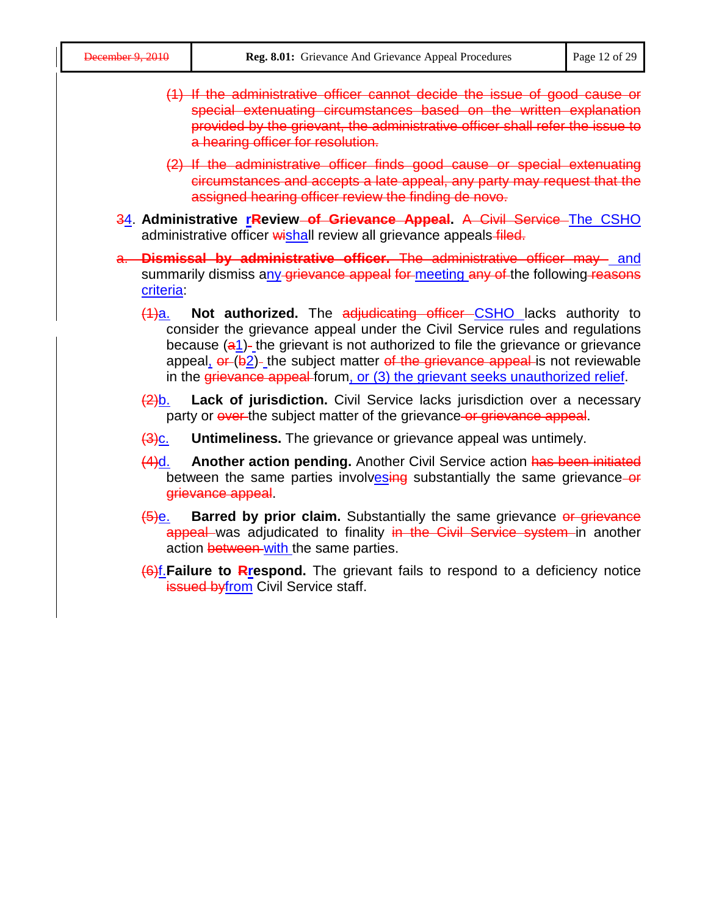~~(1) If the administrative officer cannot decide the issue of good cause or special extenuating circumstances based on the written explanation provided by the grievant, the administrative officer shall refer the issue to a hearing officer for resolution.~~

~~(2) If the administrative officer finds good cause or special extenuating circumstances and accepts a late appeal, any party may request that the assigned hearing officer review the finding de novo.~~

~~3~~4. **Administrative ~~R~~review ~~of Grievance Appeal~~.** ~~A Civil Service~~ The CSHO administrative officer ~~will~~shall review all grievance appeals ~~filed.~~

~~a. **Dismissal by administrative officer.** The administrative officer may~~ and summarily dismiss a~~ny grievance appeal for~~ meeting ~~any of~~ the following ~~reasons~~ criteria:

~~(1)~~a. **Not authorized.** The ~~adjudicating officer~~ CSHO lacks authority to consider the grievance appeal under the Civil Service rules and regulations because (~~a~~1) the grievant is not authorized to file the grievance or grievance appeal, ~~or~~ (~~b~~2) the subject matter ~~of the grievance appeal~~ is not reviewable in the ~~grievance appeal~~ forum, or (3) the grievant seeks unauthorized relief.

~~(2)~~b. **Lack of jurisdiction.** Civil Service lacks jurisdiction over a necessary party or ~~over~~ the subject matter of the grievance ~~or grievance appeal~~.

~~(3)~~c. **Untimeliness.** The grievance or grievance appeal was untimely.

~~(4)~~d. **Another action pending.** Another Civil Service action ~~has been initiated~~ between the same parties involv~~ing~~es substantially the same grievance ~~or grievance appeal~~.

~~(5)~~e. **Barred by prior claim.** Substantially the same grievance ~~or grievance appeal~~ was adjudicated to finality ~~in the Civil Service system~~ in another action ~~between~~ with the same parties.

~~(6)~~f. **Failure to ~~R~~respond.** The grievant fails to respond to a deficiency notice ~~issued by~~from Civil Service staff.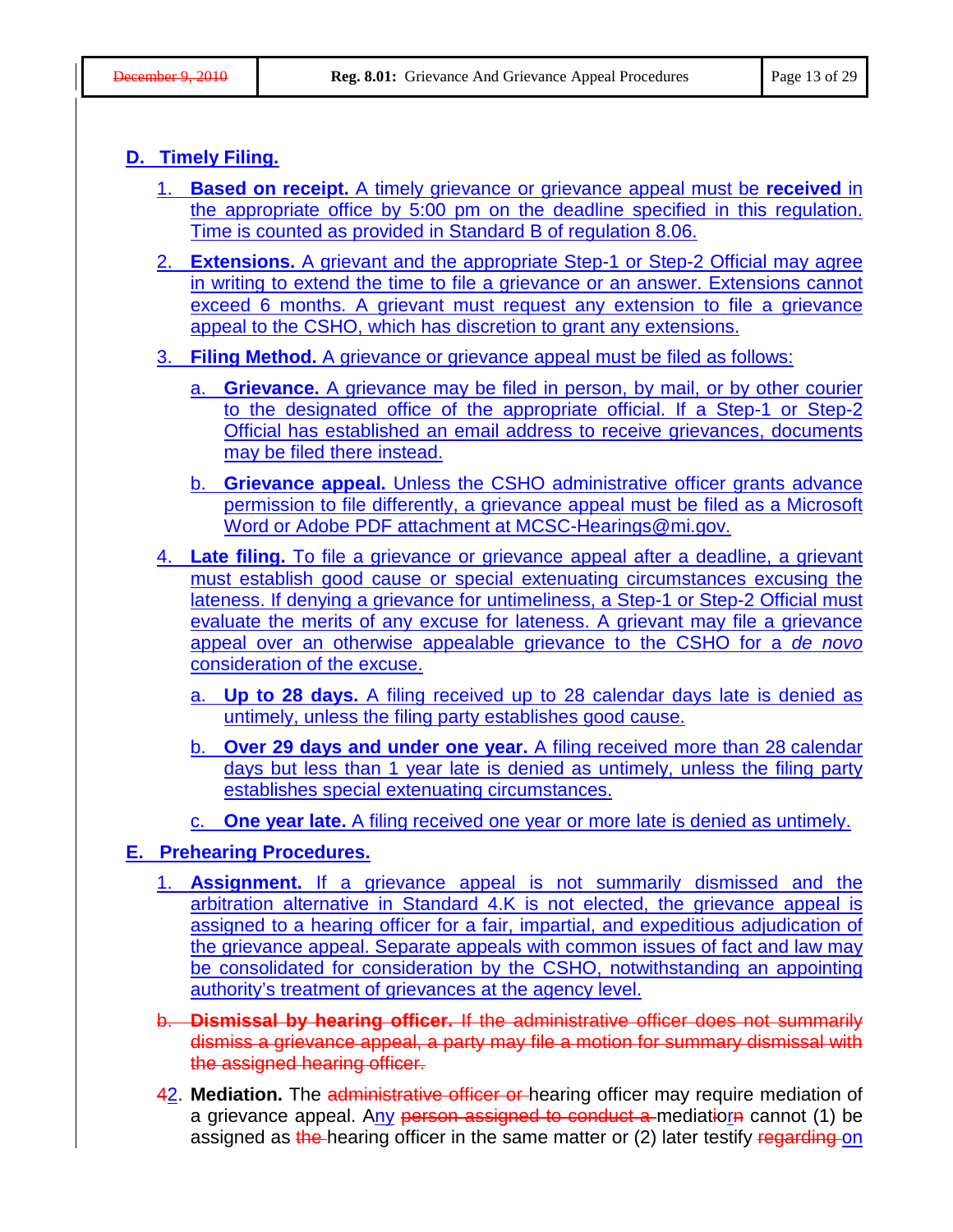## D. Timely Filing.

1. **Based on receipt.** A timely grievance or grievance appeal must be **received** in the appropriate office by 5:00 pm on the deadline specified in this regulation. Time is counted as provided in Standard B of regulation 8.06.

2. **Extensions.** A grievant and the appropriate Step-1 or Step-2 Official may agree in writing to extend the time to file a grievance or an answer. Extensions cannot exceed 6 months. A grievant must request any extension to file a grievance appeal to the CSHO, which has discretion to grant any extensions.

3. **Filing Method.** A grievance or grievance appeal must be filed as follows:

   a. **Grievance.** A grievance may be filed in person, by mail, or by other courier to the designated office of the appropriate official. If a Step-1 or Step-2 Official has established an email address to receive grievances, documents may be filed there instead.

   b. **Grievance appeal.** Unless the CSHO administrative officer grants advance permission to file differently, a grievance appeal must be filed as a Microsoft Word or Adobe PDF attachment at MCSC-Hearings@mi.gov.

4. **Late filing.** To file a grievance or grievance appeal after a deadline, a grievant must establish good cause or special extenuating circumstances excusing the lateness. If denying a grievance for untimeliness, a Step-1 or Step-2 Official must evaluate the merits of any excuse for lateness. A grievant may file a grievance appeal over an otherwise appealable grievance to the CSHO for a *de novo* consideration of the excuse.

   a. **Up to 28 days.** A filing received up to 28 calendar days late is denied as untimely, unless the filing party establishes good cause.

   b. **Over 29 days and under one year.** A filing received more than 28 calendar days but less than 1 year late is denied as untimely, unless the filing party establishes special extenuating circumstances.

   c. **One year late.** A filing received one year or more late is denied as untimely.

## E. Prehearing Procedures.

1. **Assignment.** If a grievance appeal is not summarily dismissed and the arbitration alternative in Standard 4.K is not elected, the grievance appeal is assigned to a hearing officer for a fair, impartial, and expeditious adjudication of the grievance appeal. Separate appeals with common issues of fact and law may be consolidated for consideration by the CSHO, notwithstanding an appointing authority's treatment of grievances at the agency level.

~~b. **Dismissal by hearing officer.** If the administrative officer does not summarily dismiss a grievance appeal, a party may file a motion for summary dismissal with the assigned hearing officer.~~

~~4~~2. **Mediation.** The ~~administrative officer or~~ hearing officer may require mediation of a grievance appeal. Any ~~person assigned to conduct a~~ mediatio~~r~~ cannot (1) be assigned as ~~the~~ hearing officer in the same matter or (2) later testify ~~regarding~~ on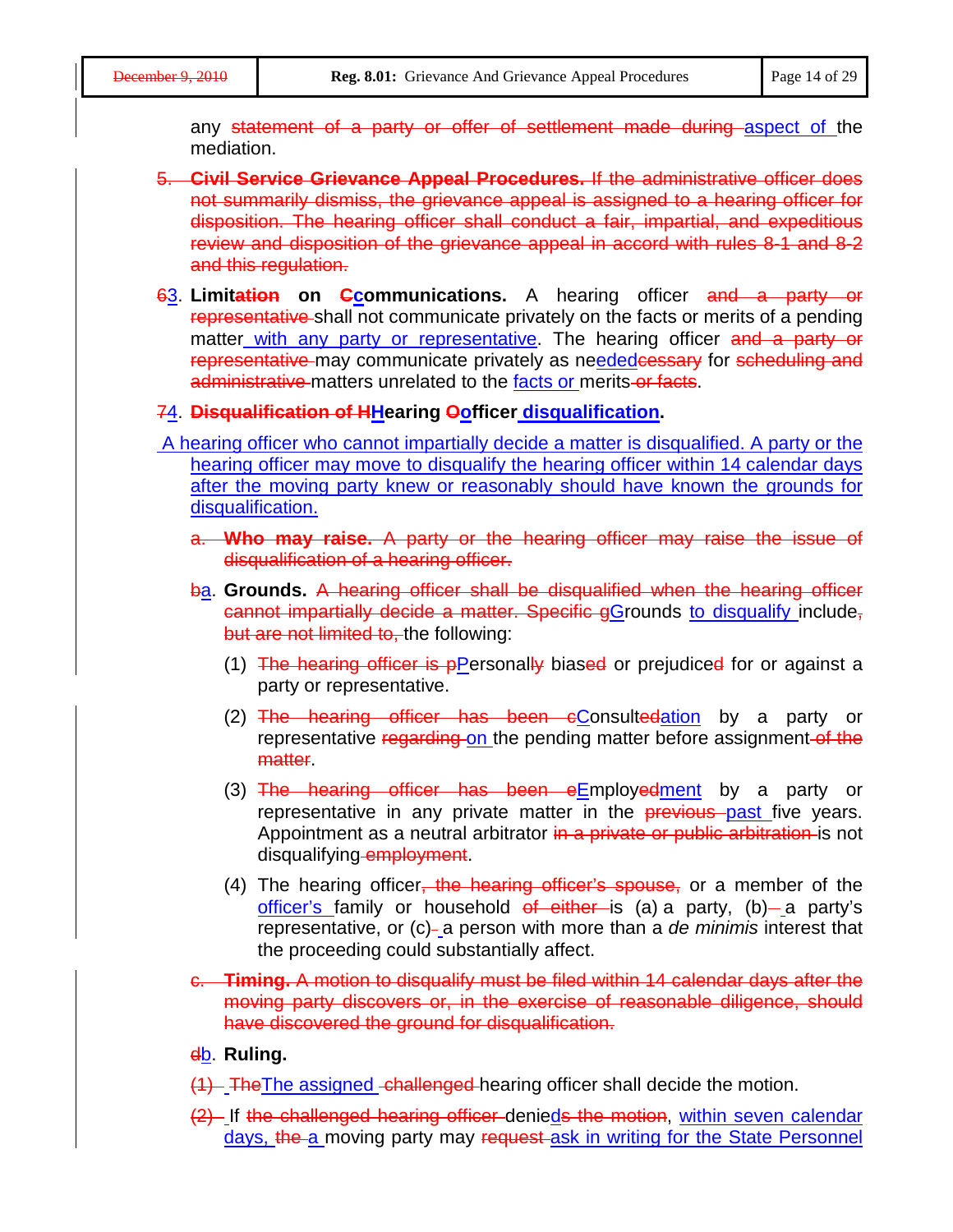any ~~statement of a party or offer of settlement made during~~ aspect of the mediation.

~~5. **Civil Service Grievance Appeal Procedures.** If the administrative officer does not summarily dismiss, the grievance appeal is assigned to a hearing officer for disposition. The hearing officer shall conduct a fair, impartial, and expeditious review and disposition of the grievance appeal in accord with rules 8-1 and 8-2 and this regulation.~~

~~6~~3. **Limit~~ation~~ on ~~C~~communications.** A hearing officer ~~and a party or representative~~ shall not communicate privately on the facts or merits of a pending matter with any party or representative. The hearing officer ~~and a party or representative~~ may communicate privately as needed~~cessary~~ for ~~scheduling and administrative~~ matters unrelated to the facts or merits~~ or facts~~.

~~7~~4. ~~**Disqualification of H**~~**Hearing ~~O~~officer disqualification.**

A hearing officer who cannot impartially decide a matter is disqualified. A party or the hearing officer may move to disqualify the hearing officer within 14 calendar days after the moving party knew or reasonably should have known the grounds for disqualification.

~~a. **Who may raise.** A party or the hearing officer may raise the issue of disqualification of a hearing officer.~~

~~b~~a. **Grounds.** ~~A hearing officer shall be disqualified when the hearing officer cannot impartially decide a matter. Specific g~~Grounds to disqualify include~~, but are not limited to,~~ the following:

(1) ~~The hearing officer is p~~Personal~~ly~~ bias~~ed~~ or prejudice~~d~~ for or against a party or representative.

(2) ~~The hearing officer has been c~~Consult~~ed~~ation by a party or representative ~~regarding~~ on the pending matter before assignment~~ of the matter~~.

(3) ~~The hearing officer has been e~~Employ~~ed~~ment by a party or representative in any private matter in the ~~previous~~ past five years. Appointment as a neutral arbitrator ~~in a private or public arbitration~~ is not disqualifying~~ employment~~.

(4) The hearing officer~~, the hearing officer's spouse,~~ or a member of the officer's family or household ~~of either~~ is (a) a party, (b)~~ –~~ a party's representative, or (c)~~ -~~ a person with more than a *de minimis* interest that the proceeding could substantially affect.

~~c. **Timing.** A motion to disqualify must be filed within 14 calendar days after the moving party discovers or, in the exercise of reasonable diligence, should have discovered the ground for disqualification.~~

~~d~~b. **Ruling.**

~~(1)~~ ~~The~~The assigned ~~challenged~~ hearing officer shall decide the motion.

~~(2)~~ If ~~the challenged hearing officer~~ denied~~s the motion~~, within seven calendar days, ~~the~~ a moving party may ~~request~~ ask in writing for the State Personnel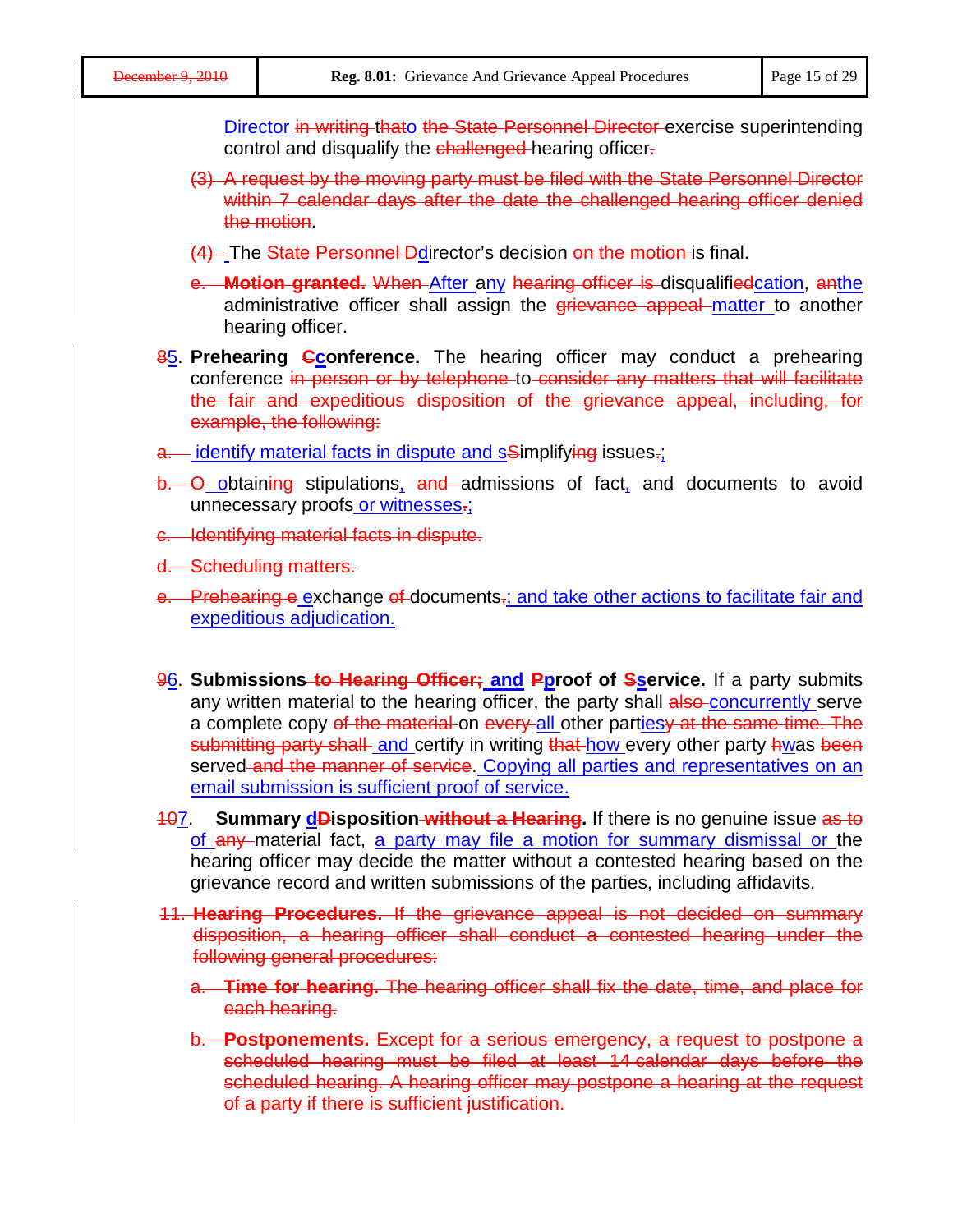Director in writing thato the State Personnel Director exercise superintending control and disqualify the challenged hearing officer.

(3) A request by the moving party must be filed with the State Personnel Director within 7 calendar days after the date the challenged hearing officer denied the motion.

(4) The State Personnel Ddirector's decision on the motion is final.

e. **Motion granted.** When After any hearing officer is disqualifiedcation, anthe administrative officer shall assign the grievance appeal matter to another hearing officer.

85. **Prehearing Cconference.** The hearing officer may conduct a prehearing conference in person or by telephone to consider any matters that will facilitate the fair and expeditious disposition of the grievance appeal, including, for example, the following:

a. identify material facts in dispute and sSimplifying issues.;

b. O obtaining stipulations, and admissions of fact, and documents to avoid unnecessary proofs or witnesses.;

c. Identifying material facts in dispute.

d. Scheduling matters.

e. Prehearing e exchange of documents.; and take other actions to facilitate fair and expeditious adjudication.

96. **Submissions to Hearing Officer; and Pproof of Sservice.** If a party submits any written material to the hearing officer, the party shall also concurrently serve a complete copy of the material on every all other partiesy at the same time. The submitting party shall and certify in writing that how every other party hwas been served and the manner of service. Copying all parties and representatives on an email submission is sufficient proof of service.

107. **Summary dDisposition without a Hearing.** If there is no genuine issue as to of any material fact, a party may file a motion for summary dismissal or the hearing officer may decide the matter without a contested hearing based on the grievance record and written submissions of the parties, including affidavits.

11. **Hearing Procedures.** If the grievance appeal is not decided on summary disposition, a hearing officer shall conduct a contested hearing under the following general procedures:

a. **Time for hearing.** The hearing officer shall fix the date, time, and place for each hearing.

b. **Postponements.** Except for a serious emergency, a request to postpone a scheduled hearing must be filed at least 14 calendar days before the scheduled hearing. A hearing officer may postpone a hearing at the request of a party if there is sufficient justification.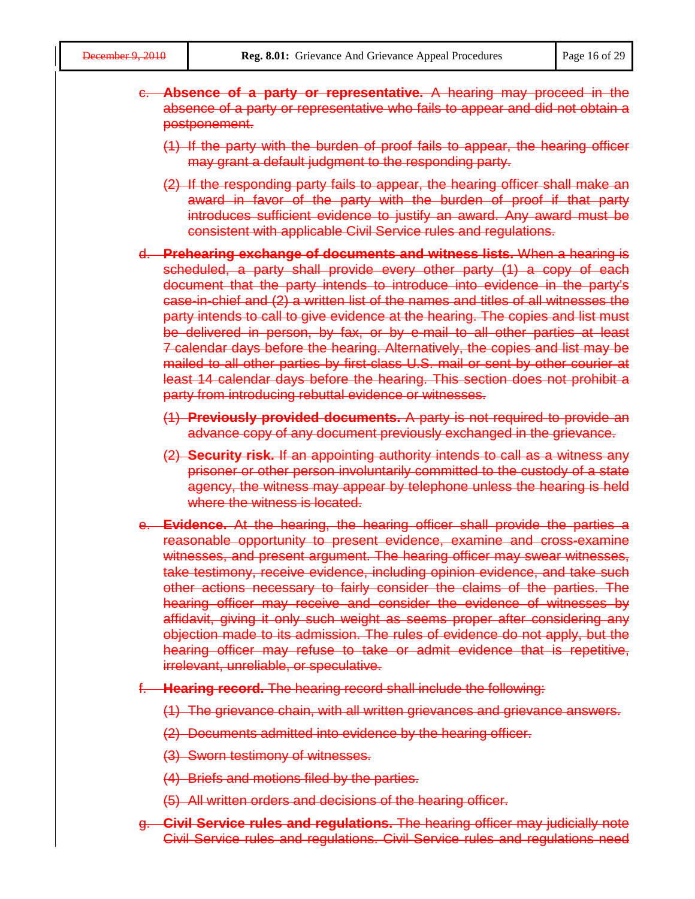c. **Absence of a party or representative.** A hearing may proceed in the absence of a party or representative who fails to appear and did not obtain a postponement.

   (1) If the party with the burden of proof fails to appear, the hearing officer may grant a default judgment to the responding party.

   (2) If the responding party fails to appear, the hearing officer shall make an award in favor of the party with the burden of proof if that party introduces sufficient evidence to justify an award. Any award must be consistent with applicable Civil Service rules and regulations.

d. **Prehearing exchange of documents and witness lists.** When a hearing is scheduled, a party shall provide every other party (1) a copy of each document that the party intends to introduce into evidence in the party's case-in-chief and (2) a written list of the names and titles of all witnesses the party intends to call to give evidence at the hearing. The copies and list must be delivered in person, by fax, or by e-mail to all other parties at least 7 calendar days before the hearing. Alternatively, the copies and list may be mailed to all other parties by first-class U.S. mail or sent by other courier at least 14 calendar days before the hearing. This section does not prohibit a party from introducing rebuttal evidence or witnesses.

   (1) **Previously provided documents.** A party is not required to provide an advance copy of any document previously exchanged in the grievance.

   (2) **Security risk.** If an appointing authority intends to call as a witness any prisoner or other person involuntarily committed to the custody of a state agency, the witness may appear by telephone unless the hearing is held where the witness is located.

e. **Evidence.** At the hearing, the hearing officer shall provide the parties a reasonable opportunity to present evidence, examine and cross-examine witnesses, and present argument. The hearing officer may swear witnesses, take testimony, receive evidence, including opinion evidence, and take such other actions necessary to fairly consider the claims of the parties. The hearing officer may receive and consider the evidence of witnesses by affidavit, giving it only such weight as seems proper after considering any objection made to its admission. The rules of evidence do not apply, but the hearing officer may refuse to take or admit evidence that is repetitive, irrelevant, unreliable, or speculative.

f. **Hearing record.** The hearing record shall include the following:

   (1) The grievance chain, with all written grievances and grievance answers.

   (2) Documents admitted into evidence by the hearing officer.

   (3) Sworn testimony of witnesses.

   (4) Briefs and motions filed by the parties.

   (5) All written orders and decisions of the hearing officer.

g. **Civil Service rules and regulations.** The hearing officer may judicially note Civil Service rules and regulations. Civil Service rules and regulations need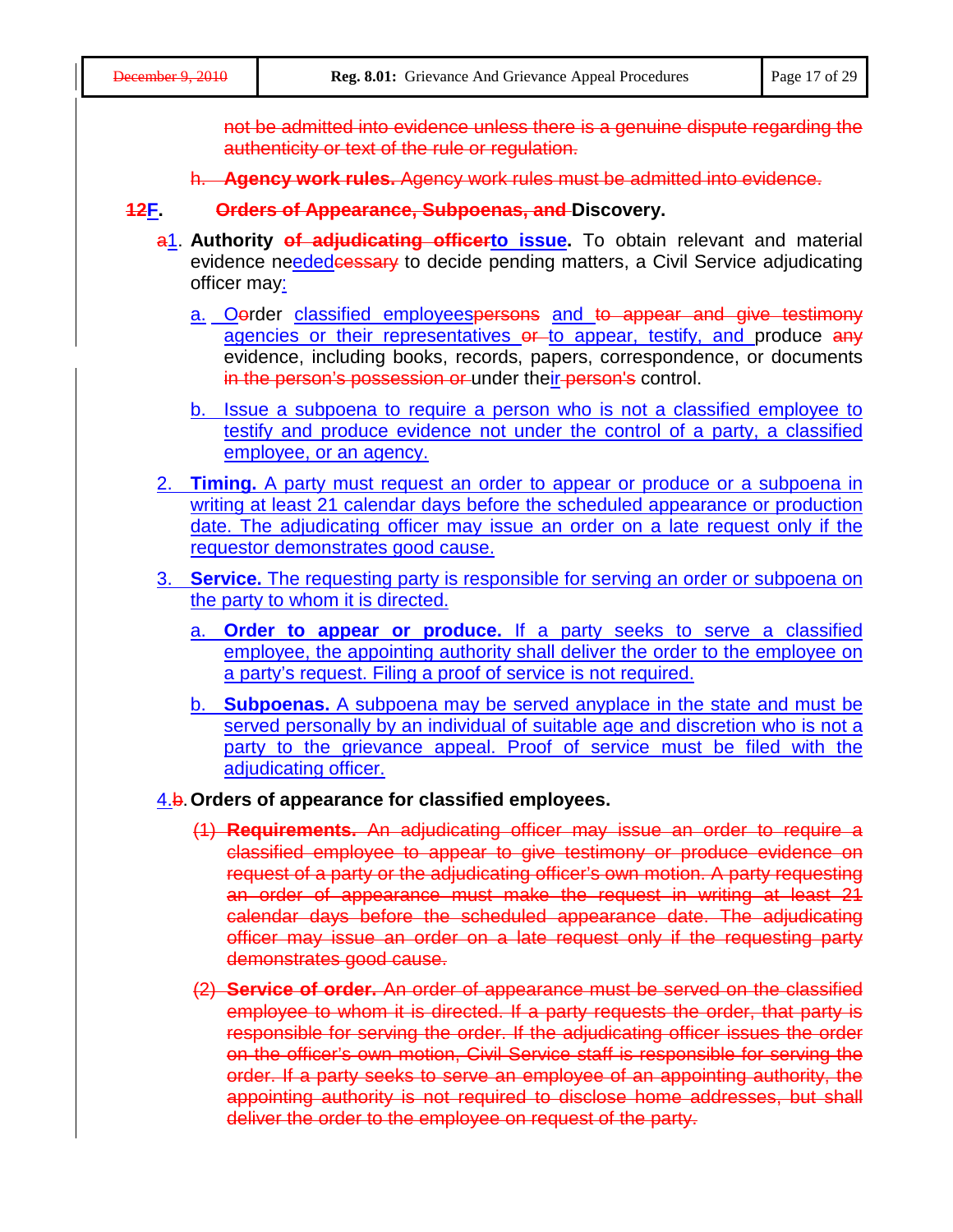not be admitted into evidence unless there is a genuine dispute regarding the authenticity or text of the rule or regulation.

h. **Agency work rules.** Agency work rules must be admitted into evidence.

**12F. Orders of Appearance, Subpoenas, and Discovery.**

a1. **Authority of adjudicating officerto issue.** To obtain relevant and material evidence neededcessary to decide pending matters, a Civil Service adjudicating officer may:

a. Oorder classified employeespersons and to appear and give testimony agencies or their representatives or to appear, testify, and produce any evidence, including books, records, papers, correspondence, or documents in the person's possession or under their person's control.

b. Issue a subpoena to require a person who is not a classified employee to testify and produce evidence not under the control of a party, a classified employee, or an agency.

2. **Timing.** A party must request an order to appear or produce or a subpoena in writing at least 21 calendar days before the scheduled appearance or production date. The adjudicating officer may issue an order on a late request only if the requestor demonstrates good cause.

3. **Service.** The requesting party is responsible for serving an order or subpoena on the party to whom it is directed.

a. **Order to appear or produce.** If a party seeks to serve a classified employee, the appointing authority shall deliver the order to the employee on a party's request. Filing a proof of service is not required.

b. **Subpoenas.** A subpoena may be served anyplace in the state and must be served personally by an individual of suitable age and discretion who is not a party to the grievance appeal. Proof of service must be filed with the adjudicating officer.

4.b. **Orders of appearance for classified employees.**

(1) **Requirements.** An adjudicating officer may issue an order to require a classified employee to appear to give testimony or produce evidence on request of a party or the adjudicating officer's own motion. A party requesting an order of appearance must make the request in writing at least 21 calendar days before the scheduled appearance date. The adjudicating officer may issue an order on a late request only if the requesting party demonstrates good cause.

(2) **Service of order.** An order of appearance must be served on the classified employee to whom it is directed. If a party requests the order, that party is responsible for serving the order. If the adjudicating officer issues the order on the officer's own motion, Civil Service staff is responsible for serving the order. If a party seeks to serve an employee of an appointing authority, the appointing authority is not required to disclose home addresses, but shall deliver the order to the employee on request of the party.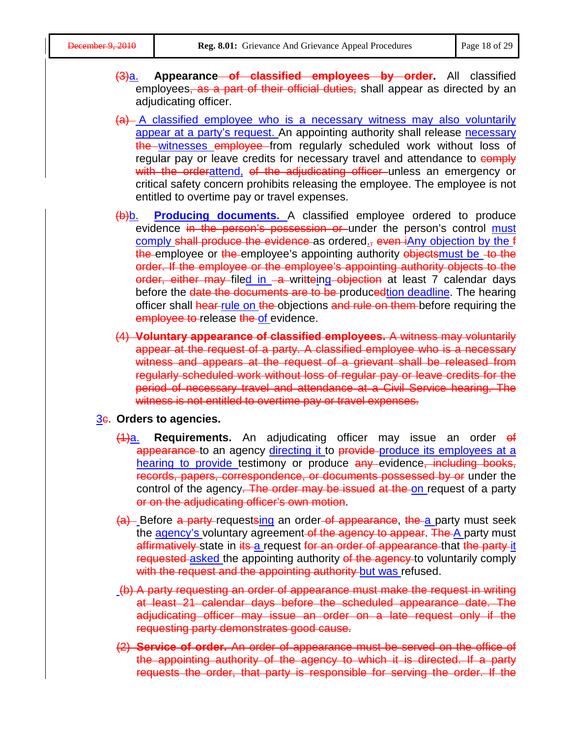~~(3)~~a. **Appearance ~~of classified employees by order~~.** All classified employees~~, as a part of their official duties,~~ shall appear as directed by an adjudicating officer.

~~(a)~~ A classified employee who is a necessary witness may also voluntarily appear at a party's request. An appointing authority shall release necessary ~~the~~ witnesses ~~employee~~ from regularly scheduled work without loss of regular pay or leave credits for necessary travel and attendance to ~~comply with the order~~attend, ~~of the adjudicating officer~~ unless an emergency or critical safety concern prohibits releasing the employee. The employee is not entitled to overtime pay or travel expenses.

~~(b)~~b. **Producing documents.** A classified employee ordered to produce evidence ~~in the person's possession or~~ under the person's control must comply ~~shall produce the evidence~~ as ordered.~~, even i~~Any objection by the ~~f the~~ employee or ~~the~~ employee's appointing authority ~~objects~~must be ~~to the order. If the employee or the employee's appointing authority objects to the order, either may~~ filed in ~~a~~ writ~~te~~ing ~~objection~~ at least 7 calendar days before the ~~date the documents are to be~~ produc~~ed~~tion deadline. The hearing officer shall ~~hear~~ rule on ~~the~~ objections ~~and rule on them~~ before requiring the ~~employee to~~ release ~~the~~ of evidence.

~~(4) **Voluntary appearance of classified employees.** A witness may voluntarily appear at the request of a party. A classified employee who is a necessary witness and appears at the request of a grievant shall be released from regularly scheduled work without loss of regular pay or leave credits for the period of necessary travel and attendance at a Civil Service hearing. The witness is not entitled to overtime pay or travel expenses.~~

3~~c~~. **Orders to agencies.**

~~(1)~~a. **Requirements.** An adjudicating officer may issue an order ~~of appearance~~ to an agency directing it to ~~provide~~ produce its employees at a hearing to provide testimony or produce ~~any~~ evidence~~, including books, records, papers, correspondence, or documents possessed by or~~ under the control of the agency~~. The order may be issued at the~~ on request of a party ~~or on the adjudicating officer's own motion~~.

~~(a)~~ Before ~~a party~~ request~~s~~ing an order ~~of appearance~~, ~~the~~ a party must seek the agency's voluntary agreement ~~of the agency to appear~~. ~~The~~ A party must ~~affirmatively~~ state in ~~its~~ a request ~~for an order of appearance~~ that ~~the party~~ it ~~requested~~ asked the appointing authority ~~of the agency~~ to voluntarily comply ~~with the request and the appointing authority~~ but was refused.

~~(b) A party requesting an order of appearance must make the request in writing at least 21 calendar days before the scheduled appearance date. The adjudicating officer may issue an order on a late request only if the requesting party demonstrates good cause.~~

~~(2) **Service of order.** An order of appearance must be served on the office of the appointing authority of the agency to which it is directed. If a party requests the order, that party is responsible for serving the order. If the~~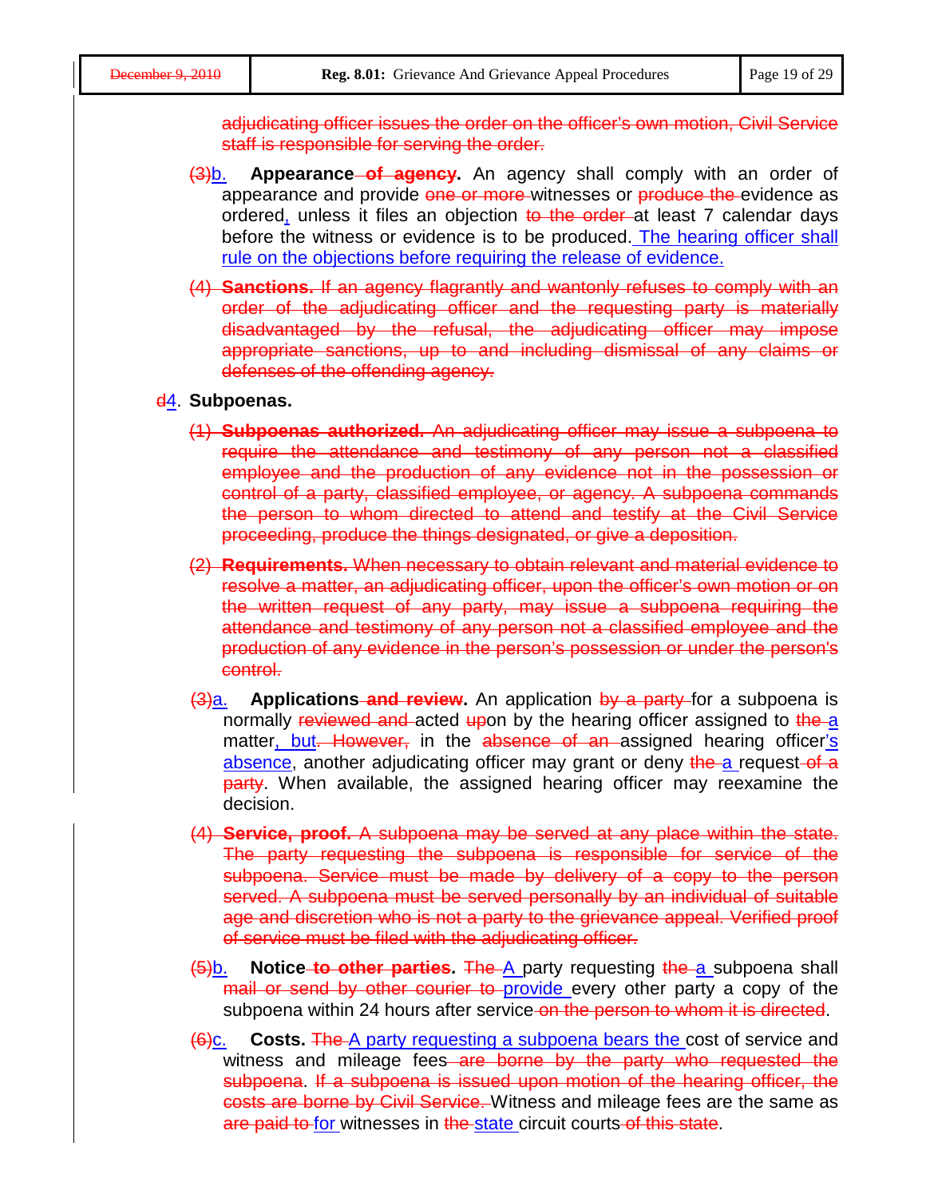~~adjudicating officer issues the order on the officer's own motion, Civil Service staff is responsible for serving the order.~~

~~(3)~~<u>b.</u> **Appearance~~ of agency~~.** An agency shall comply with an order of appearance and provide ~~one or more~~ witnesses or ~~produce the~~ evidence as ordered<u>,</u> unless it files an objection ~~to the order~~ at least 7 calendar days before the witness or evidence is to be produced.<u> The hearing officer shall rule on the objections before requiring the release of evidence.</u>

~~(4) **Sanctions.** If an agency flagrantly and wantonly refuses to comply with an order of the adjudicating officer and the requesting party is materially disadvantaged by the refusal, the adjudicating officer may impose appropriate sanctions, up to and including dismissal of any claims or defenses of the offending agency.~~

~~d~~<u>4</u>. **Subpoenas.**

~~(1) **Subpoenas authorized.** An adjudicating officer may issue a subpoena to require the attendance and testimony of any person not a classified employee and the production of any evidence not in the possession or control of a party, classified employee, or agency. A subpoena commands the person to whom directed to attend and testify at the Civil Service proceeding, produce the things designated, or give a deposition.~~

~~(2) **Requirements.** When necessary to obtain relevant and material evidence to resolve a matter, an adjudicating officer, upon the officer's own motion or on the written request of any party, may issue a subpoena requiring the attendance and testimony of any person not a classified employee and the production of any evidence in the person's possession or under the person's control.~~

~~(3)~~<u>a.</u> **Applications~~ and review~~.** An application ~~by a party~~ for a subpoena is normally ~~reviewed and~~ acted ~~up~~on by the hearing officer assigned to ~~the~~ <u>a</u> matter<u>, but</u>~~. However,~~ in the ~~absence of an~~ assigned hearing officer<u>'s absence</u>, another adjudicating officer may grant or deny ~~the~~ <u>a</u> request~~ of a party~~. When available, the assigned hearing officer may reexamine the decision.

~~(4) **Service, proof.** A subpoena may be served at any place within the state. The party requesting the subpoena is responsible for service of the subpoena. Service must be made by delivery of a copy to the person served. A subpoena must be served personally by an individual of suitable age and discretion who is not a party to the grievance appeal. Verified proof of service must be filed with the adjudicating officer.~~

~~(5)~~<u>b.</u> **Notice~~ to other parties~~.** ~~The~~ <u>A</u> party requesting ~~the~~ <u>a</u> subpoena shall ~~mail or send by other courier to~~ <u>provide</u> every other party a copy of the subpoena within 24 hours after service~~ on the person to whom it is directed~~.

~~(6)~~<u>c.</u> **Costs.** ~~The~~ <u>A party requesting a subpoena bears the</u> cost of service and witness and mileage fees~~ are borne by the party who requested the subpoena~~. ~~If a subpoena is issued upon motion of the hearing officer, the costs are borne by Civil Service.~~ Witness and mileage fees are the same as ~~are paid to~~ <u>for</u> witnesses in ~~the~~ <u>state</u> circuit courts~~ of this state~~.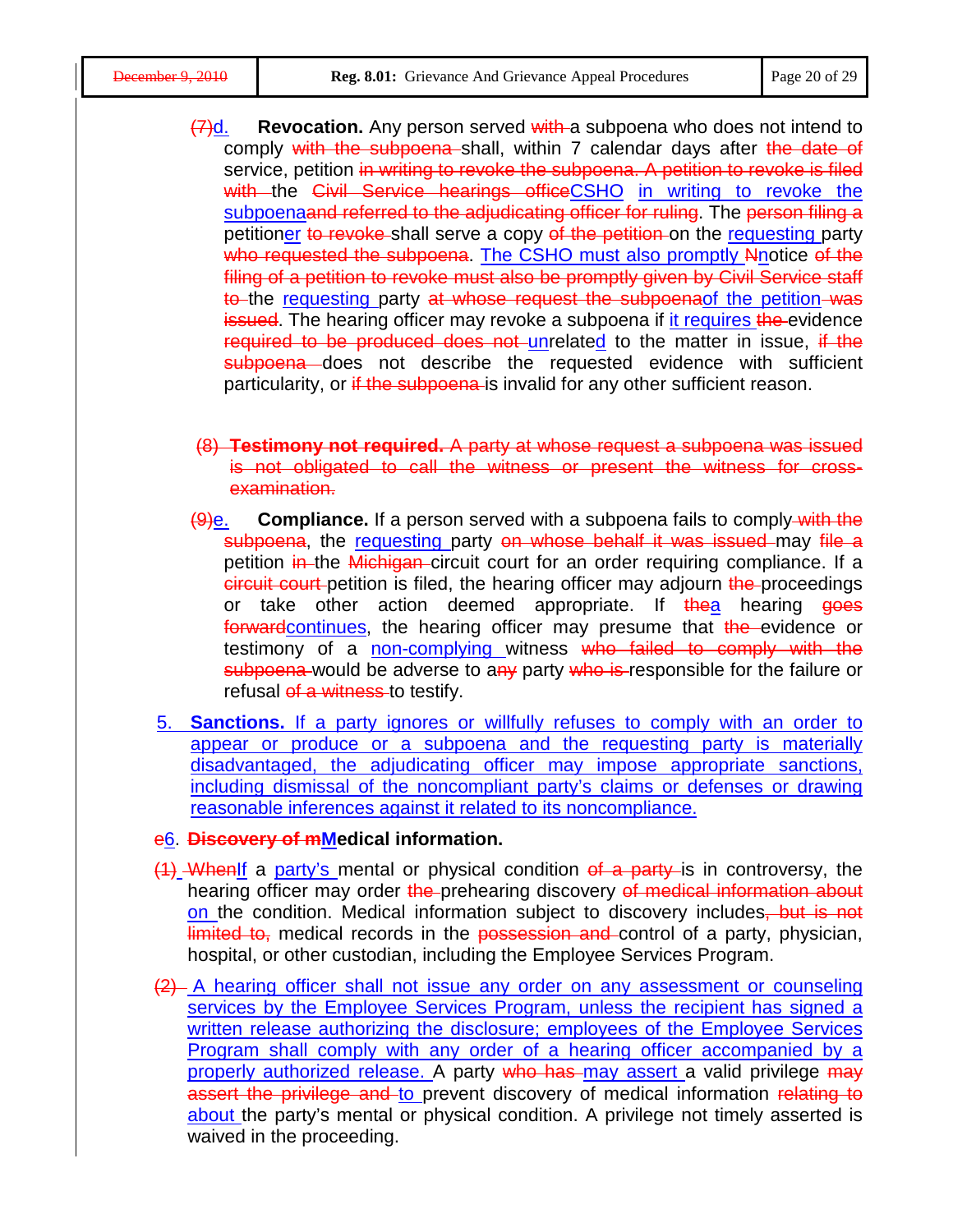~~(7)~~d. **Revocation.** Any person served ~~with~~ a subpoena who does not intend to comply ~~with the subpoena~~ shall, within 7 calendar days after ~~the date of~~ service, petition ~~in writing to revoke the subpoena. A petition to revoke is filed with~~ the ~~Civil Service hearings office~~CSHO in writing to revoke the subpoena~~and referred to the adjudicating officer for ruling~~. The ~~person filing a~~ petitioner ~~to revoke~~ shall serve a copy ~~of the petition~~ on the requesting party ~~who requested the subpoena~~. The CSHO must also promptly ~~N~~notice ~~of the filing of a petition to revoke must also be promptly given by Civil Service staff to~~ the requesting party ~~at whose request the subpoena~~of the petition ~~was issued~~. The hearing officer may revoke a subpoena if it requires ~~the~~ evidence ~~required to be produced does not~~ unrelated to the matter in issue, ~~if the subpoena~~ does not describe the requested evidence with sufficient particularity, or ~~if the subpoena~~ is invalid for any other sufficient reason.

~~(8) **Testimony not required.** A party at whose request a subpoena was issued is not obligated to call the witness or present the witness for cross-examination.~~

~~(9)~~e. **Compliance.** If a person served with a subpoena fails to comply ~~with the subpoena~~, the requesting party ~~on whose behalf it was issued~~ may ~~file a~~ petition ~~in~~ the ~~Michigan~~ circuit court for an order requiring compliance. If a ~~circuit court~~ petition is filed, the hearing officer may adjourn ~~the~~ proceedings or take other action deemed appropriate. If ~~the~~a hearing ~~goes forward~~continues, the hearing officer may presume that ~~the~~ evidence or testimony of a non-complying witness ~~who failed to comply with the subpoena~~ would be adverse to a~~ny~~ party ~~who is~~ responsible for the failure or refusal ~~of a witness~~ to testify.

5. **Sanctions.** If a party ignores or willfully refuses to comply with an order to appear or produce or a subpoena and the requesting party is materially disadvantaged, the adjudicating officer may impose appropriate sanctions, including dismissal of the noncompliant party's claims or defenses or drawing reasonable inferences against it related to its noncompliance.

~~e~~6. ~~**Discovery of m**~~**Medical information.**

~~(1) When~~If a party's mental or physical condition ~~of a party~~ is in controversy, the hearing officer may order ~~the~~ prehearing discovery ~~of medical information about~~ on the condition. Medical information subject to discovery includes~~, but is not limited to,~~ medical records in the ~~possession and~~ control of a party, physician, hospital, or other custodian, including the Employee Services Program.

~~(2)~~ A hearing officer shall not issue any order on any assessment or counseling services by the Employee Services Program, unless the recipient has signed a written release authorizing the disclosure; employees of the Employee Services Program shall comply with any order of a hearing officer accompanied by a properly authorized release. A party ~~who has~~ may assert a valid privilege ~~may assert the privilege and~~ to prevent discovery of medical information ~~relating to~~ about the party's mental or physical condition. A privilege not timely asserted is waived in the proceeding.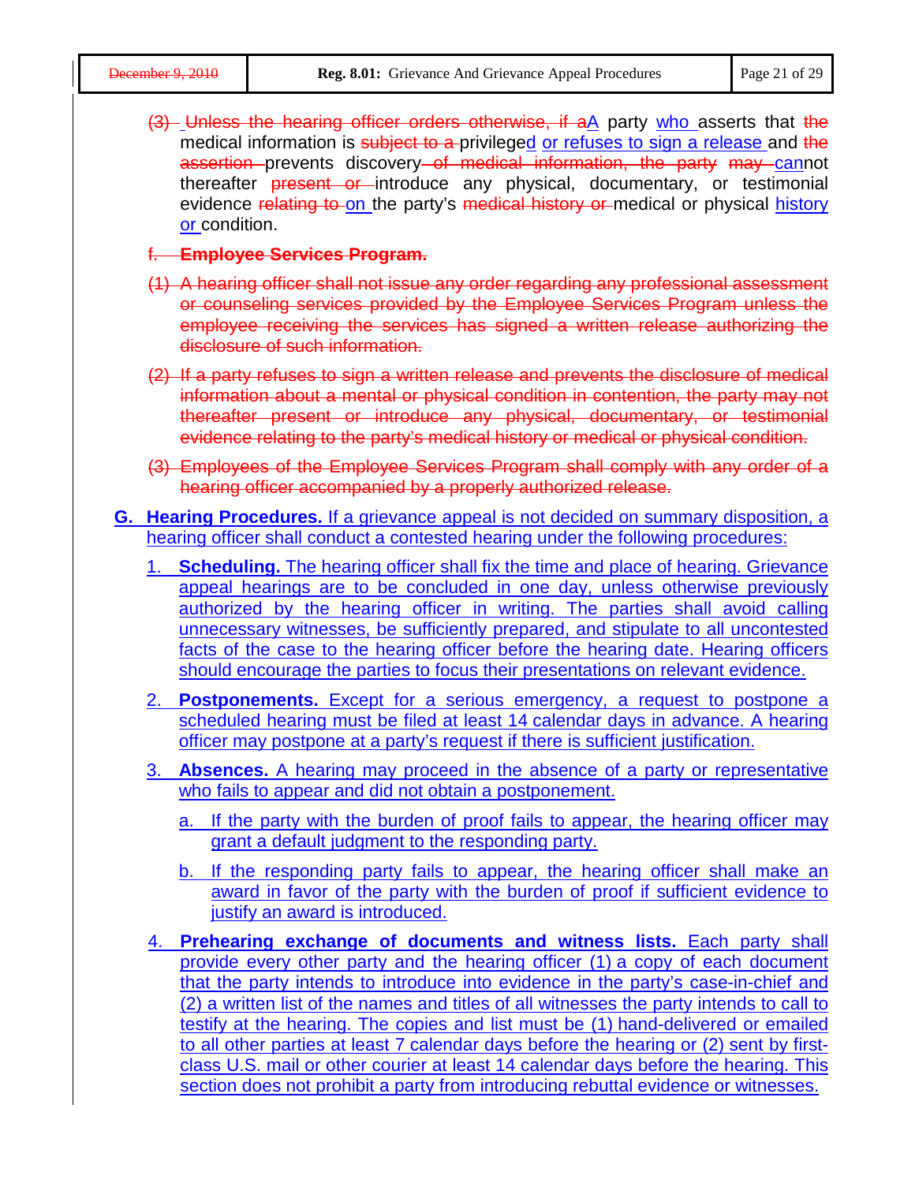~~(3)~~ ~~Unless the hearing officer orders otherwise, if a~~A party who asserts that ~~the~~ medical information is ~~subject to a~~ privileged or refuses to sign a release and ~~the assertion~~ prevents discovery ~~of medical information, the party~~ ~~may~~ cannot thereafter ~~present or~~ introduce any physical, documentary, or testimonial evidence ~~relating to~~ on the party's ~~medical history or~~ medical or physical history or condition.

~~f. **Employee Services Program.**~~

~~(1) A hearing officer shall not issue any order regarding any professional assessment or counseling services provided by the Employee Services Program unless the employee receiving the services has signed a written release authorizing the disclosure of such information.~~

~~(2) If a party refuses to sign a written release and prevents the disclosure of medical information about a mental or physical condition in contention, the party may not thereafter present or introduce any physical, documentary, or testimonial evidence relating to the party's medical history or medical or physical condition.~~

~~(3) Employees of the Employee Services Program shall comply with any order of a hearing officer accompanied by a properly authorized release.~~

**G. Hearing Procedures.** If a grievance appeal is not decided on summary disposition, a hearing officer shall conduct a contested hearing under the following procedures:

1. **Scheduling.** The hearing officer shall fix the time and place of hearing. Grievance appeal hearings are to be concluded in one day, unless otherwise previously authorized by the hearing officer in writing. The parties shall avoid calling unnecessary witnesses, be sufficiently prepared, and stipulate to all uncontested facts of the case to the hearing officer before the hearing date. Hearing officers should encourage the parties to focus their presentations on relevant evidence.

2. **Postponements.** Except for a serious emergency, a request to postpone a scheduled hearing must be filed at least 14 calendar days in advance. A hearing officer may postpone at a party's request if there is sufficient justification.

3. **Absences.** A hearing may proceed in the absence of a party or representative who fails to appear and did not obtain a postponement.

   a. If the party with the burden of proof fails to appear, the hearing officer may grant a default judgment to the responding party.

   b. If the responding party fails to appear, the hearing officer shall make an award in favor of the party with the burden of proof if sufficient evidence to justify an award is introduced.

4. **Prehearing exchange of documents and witness lists.** Each party shall provide every other party and the hearing officer (1) a copy of each document that the party intends to introduce into evidence in the party's case-in-chief and (2) a written list of the names and titles of all witnesses the party intends to call to testify at the hearing. The copies and list must be (1) hand-delivered or emailed to all other parties at least 7 calendar days before the hearing or (2) sent by first-class U.S. mail or other courier at least 14 calendar days before the hearing. This section does not prohibit a party from introducing rebuttal evidence or witnesses.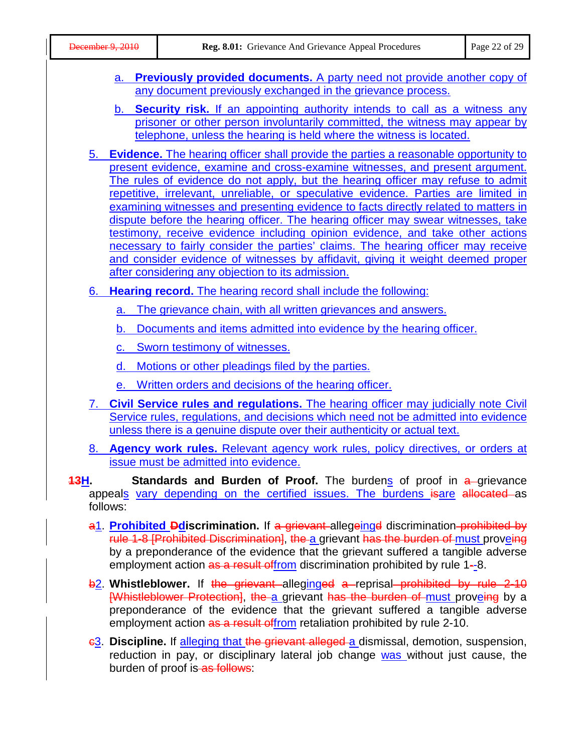a. **Previously provided documents.** A party need not provide another copy of any document previously exchanged in the grievance process.

b. **Security risk.** If an appointing authority intends to call as a witness any prisoner or other person involuntarily committed, the witness may appear by telephone, unless the hearing is held where the witness is located.

5. **Evidence.** The hearing officer shall provide the parties a reasonable opportunity to present evidence, examine and cross-examine witnesses, and present argument. The rules of evidence do not apply, but the hearing officer may refuse to admit repetitive, irrelevant, unreliable, or speculative evidence. Parties are limited in examining witnesses and presenting evidence to facts directly related to matters in dispute before the hearing officer. The hearing officer may swear witnesses, take testimony, receive evidence including opinion evidence, and take other actions necessary to fairly consider the parties' claims. The hearing officer may receive and consider evidence of witnesses by affidavit, giving it weight deemed proper after considering any objection to its admission.

6. **Hearing record.** The hearing record shall include the following:

   a. The grievance chain, with all written grievances and answers.

   b. Documents and items admitted into evidence by the hearing officer.

   c. Sworn testimony of witnesses.

   d. Motions or other pleadings filed by the parties.

   e. Written orders and decisions of the hearing officer.

7. **Civil Service rules and regulations.** The hearing officer may judicially note Civil Service rules, regulations, and decisions which need not be admitted into evidence unless there is a genuine dispute over their authenticity or actual text.

8. **Agency work rules.** Relevant agency work rules, policy directives, or orders at issue must be admitted into evidence.

**~~13~~H. Standards and Burden of Proof.** The burdens of proof in ~~a~~ grievance appeals vary depending on the certified issues. The burdens ~~is~~are ~~allocated~~ as follows:

~~a~~1. **Prohibited ~~D~~discrimination.** If ~~a grievant~~ alleg~~e~~ing~~d~~ discrimination ~~prohibited by rule 1-8 [Prohibited Discrimination]~~, ~~the~~ a grievant ~~has the burden of~~ must prove~~ing~~ by a preponderance of the evidence that the grievant suffered a tangible adverse employment action ~~as a result of~~from discrimination prohibited by rule 1-~~-~~8.

~~b~~2. **Whistleblower.** If ~~the grievant~~ alleging~~ed~~ ~~a~~ reprisal ~~prohibited by rule 2-10 [Whistleblower Protection]~~, ~~the~~ a grievant ~~has the burden of~~ must prove~~ing~~ by a preponderance of the evidence that the grievant suffered a tangible adverse employment action ~~as a result of~~from retaliation prohibited by rule 2-10.

~~c~~3. **Discipline.** If alleging that ~~the grievant alleged~~ a dismissal, demotion, suspension, reduction in pay, or disciplinary lateral job change was without just cause, the burden of proof is~~ as follows~~: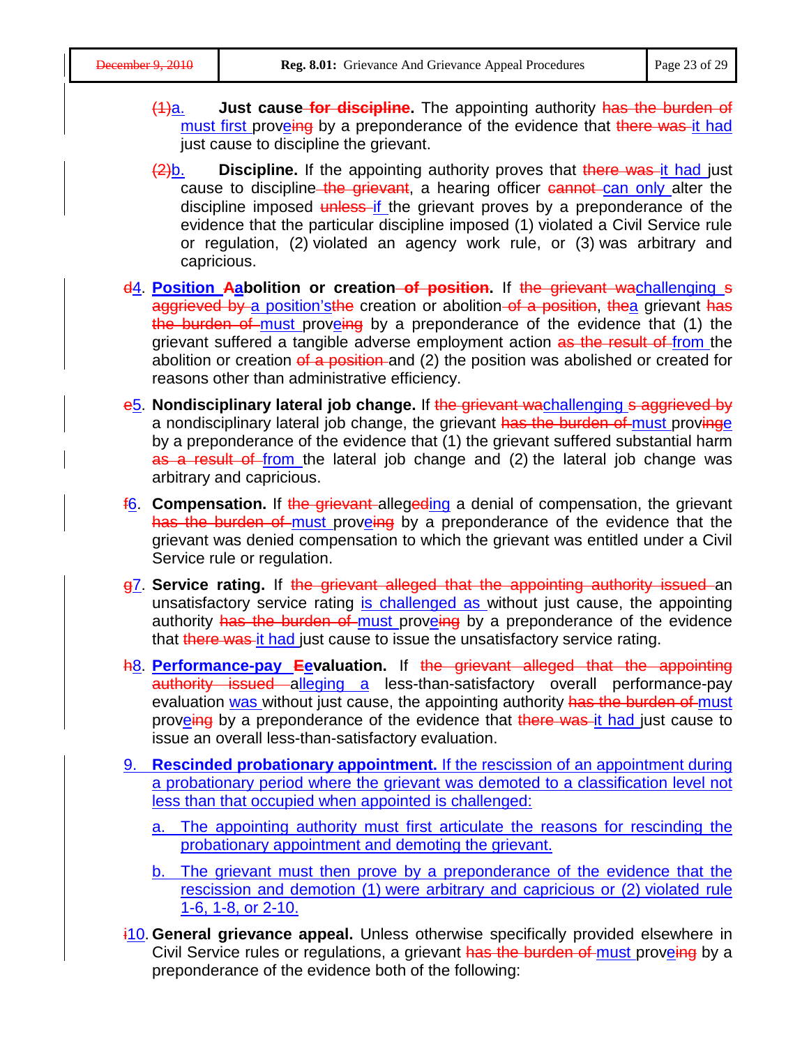~~(1)~~a. **Just cause~~ for discipline~~.** The appointing authority ~~has the burden of~~ must first prove~~ing~~ by a preponderance of the evidence that ~~there was~~ it had just cause to discipline the grievant.

~~(2)~~b. **Discipline.** If the appointing authority proves that ~~there was~~ it had just cause to discipline~~ the grievant~~, a hearing officer ~~cannot~~ can only alter the discipline imposed ~~unless~~ if the grievant proves by a preponderance of the evidence that the particular discipline imposed (1) violated a Civil Service rule or regulation, (2) violated an agency work rule, or (3) was arbitrary and capricious.

~~d~~4. **Position ~~A~~abolition or creation~~ of position~~.** If ~~the grievant wa~~challenging ~~s aggrieved by~~ a position's~~the~~ creation or abolition~~ of a position~~, ~~the~~a grievant ~~has the burden of~~ must prove~~ing~~ by a preponderance of the evidence that (1) the grievant suffered a tangible adverse employment action ~~as the result of~~ from the abolition or creation ~~of a position~~ and (2) the position was abolished or created for reasons other than administrative efficiency.

~~e~~5. **Nondisciplinary lateral job change.** If ~~the grievant wa~~challenging ~~s aggrieved by~~ a nondisciplinary lateral job change, the grievant ~~has the burden of~~ must prov~~ing~~e by a preponderance of the evidence that (1) the grievant suffered substantial harm ~~as a result of~~ from the lateral job change and (2) the lateral job change was arbitrary and capricious.

~~f~~6. **Compensation.** If ~~the grievant~~ alleg~~ed~~ing a denial of compensation, the grievant ~~has the burden of~~ must prove~~ing~~ by a preponderance of the evidence that the grievant was denied compensation to which the grievant was entitled under a Civil Service rule or regulation.

~~g~~7. **Service rating.** If ~~the grievant alleged that the appointing authority issued~~ an unsatisfactory service rating is challenged as without just cause, the appointing authority ~~has the burden of~~ must prove~~ing~~ by a preponderance of the evidence that ~~there was~~ it had just cause to issue the unsatisfactory service rating.

~~h~~8. **Performance-pay ~~E~~evaluation.** If ~~the grievant alleged that the appointing authority issued~~ alleging a less-than-satisfactory overall performance-pay evaluation was without just cause, the appointing authority ~~has the burden of~~ must prove~~ing~~ by a preponderance of the evidence that ~~there was~~ it had just cause to issue an overall less-than-satisfactory evaluation.

9. **Rescinded probationary appointment.** If the rescission of an appointment during a probationary period where the grievant was demoted to a classification level not less than that occupied when appointed is challenged:

   a. The appointing authority must first articulate the reasons for rescinding the probationary appointment and demoting the grievant.

   b. The grievant must then prove by a preponderance of the evidence that the rescission and demotion (1) were arbitrary and capricious or (2) violated rule 1-6, 1-8, or 2-10.

~~i~~10. **General grievance appeal.** Unless otherwise specifically provided elsewhere in Civil Service rules or regulations, a grievant ~~has the burden of~~ must prove~~ing~~ by a preponderance of the evidence both of the following: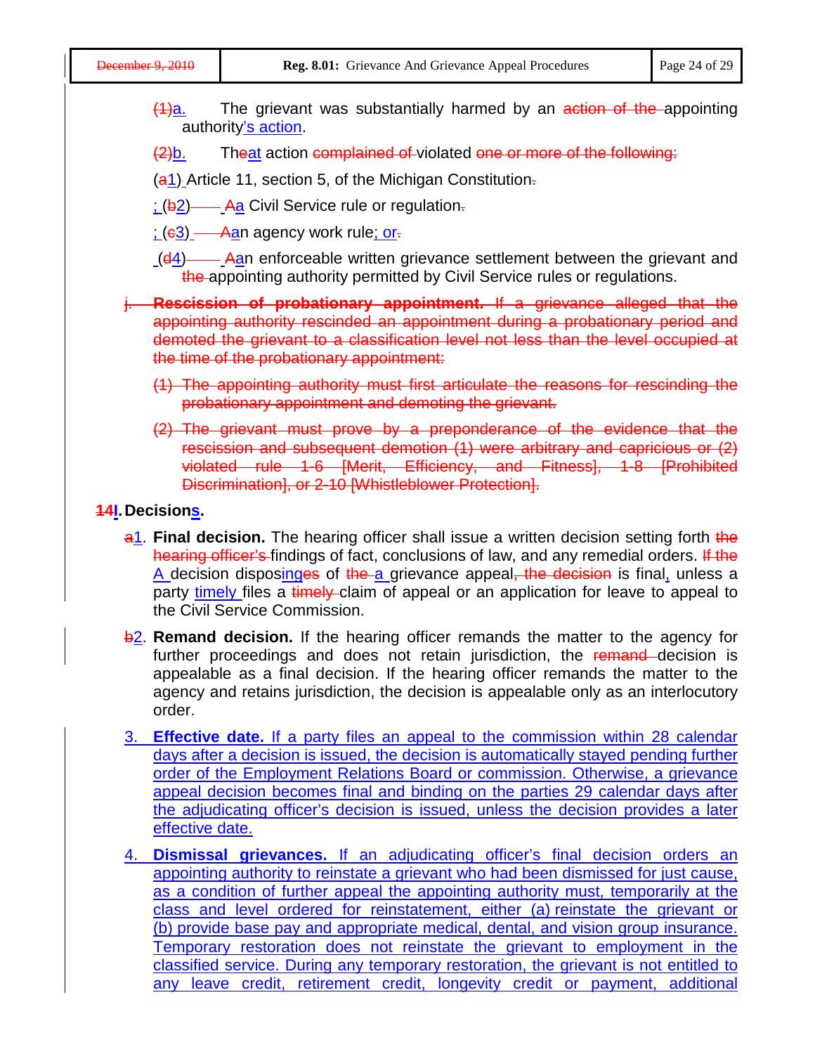~~(1)~~a. The grievant was substantially harmed by an ~~action of the~~ appointing authority's action.

~~(2)~~b. Th~~e~~at action ~~complained of~~ violated ~~one or more of the following:~~

(~~a~~1) Article 11, section 5, of the Michigan Constitution~~.~~

; (~~b~~2) ~~A~~a Civil Service rule or regulation~~.~~

; (~~c~~3) ~~A~~an agency work rule; or~~.~~

(~~d~~4) ~~A~~an enforceable written grievance settlement between the grievant and ~~the~~ appointing authority permitted by Civil Service rules or regulations.

~~j. **Rescission of probationary appointment.** If a grievance alleged that the appointing authority rescinded an appointment during a probationary period and demoted the grievant to a classification level not less than the level occupied at the time of the probationary appointment:~~

~~(1) The appointing authority must first articulate the reasons for rescinding the probationary appointment and demoting the grievant.~~

~~(2) The grievant must prove by a preponderance of the evidence that the rescission and subsequent demotion (1) were arbitrary and capricious or (2) violated rule 1-6 [Merit, Efficiency, and Fitness], 1-8 [Prohibited Discrimination], or 2-10 [Whistleblower Protection].~~

**~~14~~I. Decisions.**

~~a~~1. **Final decision.** The hearing officer shall issue a written decision setting forth ~~the hearing officer's~~ findings of fact, conclusions of law, and any remedial orders. ~~If the~~ A decision dispos~~es~~ing of ~~the~~ a grievance appeal~~, the decision~~ is final, unless a party timely files a ~~timely~~ claim of appeal or an application for leave to appeal to the Civil Service Commission.

~~b~~2. **Remand decision.** If the hearing officer remands the matter to the agency for further proceedings and does not retain jurisdiction, the ~~remand~~ decision is appealable as a final decision. If the hearing officer remands the matter to the agency and retains jurisdiction, the decision is appealable only as an interlocutory order.

3. **Effective date.** If a party files an appeal to the commission within 28 calendar days after a decision is issued, the decision is automatically stayed pending further order of the Employment Relations Board or commission. Otherwise, a grievance appeal decision becomes final and binding on the parties 29 calendar days after the adjudicating officer's decision is issued, unless the decision provides a later effective date.

4. **Dismissal grievances.** If an adjudicating officer's final decision orders an appointing authority to reinstate a grievant who had been dismissed for just cause, as a condition of further appeal the appointing authority must, temporarily at the class and level ordered for reinstatement, either (a) reinstate the grievant or (b) provide base pay and appropriate medical, dental, and vision group insurance. Temporary restoration does not reinstate the grievant to employment in the classified service. During any temporary restoration, the grievant is not entitled to any leave credit, retirement credit, longevity credit or payment, additional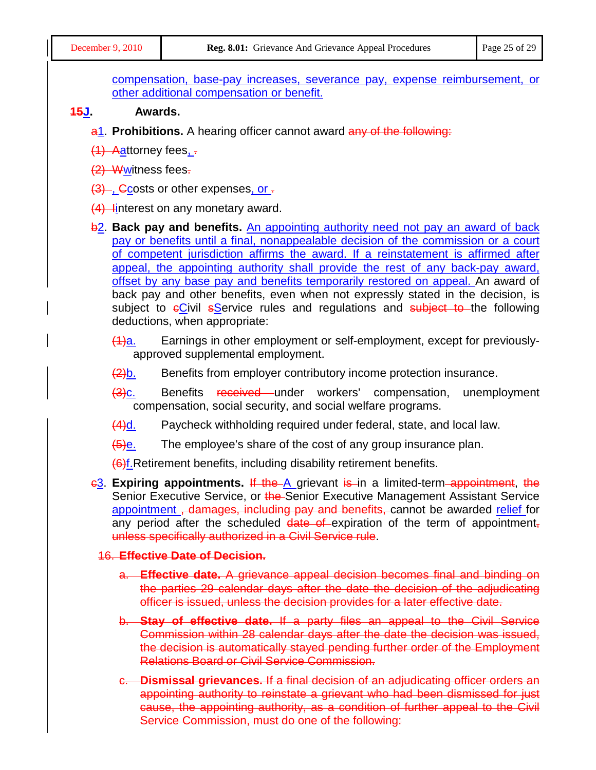compensation, base-pay increases, severance pay, expense reimbursement, or other additional compensation or benefit.

**~~15~~J. Awards.**

~~a~~1. **Prohibitions.** A hearing officer cannot award ~~any of the following:~~

~~(1) A~~attorney fees, ~~.~~

~~(2) W~~witness fees~~.~~

~~(3)~~ , ~~C~~costs or other expenses, or ~~.~~

~~(4) I~~interest on any monetary award.

~~b~~2. **Back pay and benefits.** An appointing authority need not pay an award of back pay or benefits until a final, nonappealable decision of the commission or a court of competent jurisdiction affirms the award. If a reinstatement is affirmed after appeal, the appointing authority shall provide the rest of any back-pay award, offset by any base pay and benefits temporarily restored on appeal. An award of back pay and other benefits, even when not expressly stated in the decision, is subject to ~~c~~Civil ~~s~~Service rules and regulations and ~~subject to~~ the following deductions, when appropriate:

~~(1)~~a. Earnings in other employment or self-employment, except for previously-approved supplemental employment.

~~(2)~~b. Benefits from employer contributory income protection insurance.

~~(3)~~c. Benefits ~~received~~ under workers' compensation, unemployment compensation, social security, and social welfare programs.

~~(4)~~d. Paycheck withholding required under federal, state, and local law.

~~(5)~~e. The employee's share of the cost of any group insurance plan.

~~(6)~~f. Retirement benefits, including disability retirement benefits.

~~c~~3. **Expiring appointments.** ~~If the~~ A grievant ~~is~~ in a limited-term ~~appointment~~, ~~the~~ Senior Executive Service, or ~~the~~ Senior Executive Management Assistant Service appointment ~~, damages, including pay and benefits,~~ cannot be awarded relief for any period after the scheduled ~~date of~~ expiration of the term of appointment~~, unless specifically authorized in a Civil Service rule~~.

~~16. **Effective Date of Decision.**~~

~~a. **Effective date.** A grievance appeal decision becomes final and binding on the parties 29 calendar days after the date the decision of the adjudicating officer is issued, unless the decision provides for a later effective date.~~

~~b. **Stay of effective date.** If a party files an appeal to the Civil Service Commission within 28 calendar days after the date the decision was issued, the decision is automatically stayed pending further order of the Employment Relations Board or Civil Service Commission.~~

~~c. **Dismissal grievances.** If a final decision of an adjudicating officer orders an appointing authority to reinstate a grievant who had been dismissed for just cause, the appointing authority, as a condition of further appeal to the Civil Service Commission, must do one of the following:~~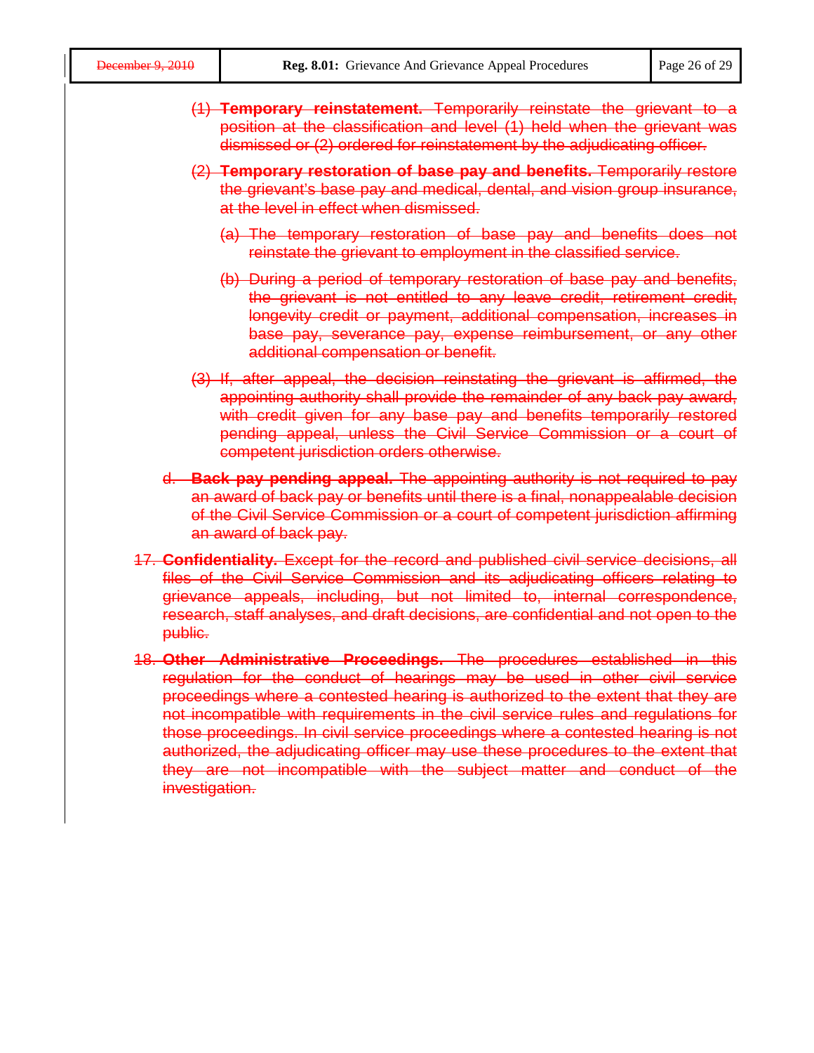(1) **Temporary reinstatement.** Temporarily reinstate the grievant to a position at the classification and level (1) held when the grievant was dismissed or (2) ordered for reinstatement by the adjudicating officer.

(2) **Temporary restoration of base pay and benefits.** Temporarily restore the grievant's base pay and medical, dental, and vision group insurance, at the level in effect when dismissed.

(a) The temporary restoration of base pay and benefits does not reinstate the grievant to employment in the classified service.

(b) During a period of temporary restoration of base pay and benefits, the grievant is not entitled to any leave credit, retirement credit, longevity credit or payment, additional compensation, increases in base pay, severance pay, expense reimbursement, or any other additional compensation or benefit.

(3) If, after appeal, the decision reinstating the grievant is affirmed, the appointing authority shall provide the remainder of any back pay award, with credit given for any base pay and benefits temporarily restored pending appeal, unless the Civil Service Commission or a court of competent jurisdiction orders otherwise.

d. **Back pay pending appeal.** The appointing authority is not required to pay an award of back pay or benefits until there is a final, nonappealable decision of the Civil Service Commission or a court of competent jurisdiction affirming an award of back pay.

17. **Confidentiality.** Except for the record and published civil service decisions, all files of the Civil Service Commission and its adjudicating officers relating to grievance appeals, including, but not limited to, internal correspondence, research, staff analyses, and draft decisions, are confidential and not open to the public.

18. **Other Administrative Proceedings.** The procedures established in this regulation for the conduct of hearings may be used in other civil service proceedings where a contested hearing is authorized to the extent that they are not incompatible with requirements in the civil service rules and regulations for those proceedings. In civil service proceedings where a contested hearing is not authorized, the adjudicating officer may use these procedures to the extent that they are not incompatible with the subject matter and conduct of the investigation.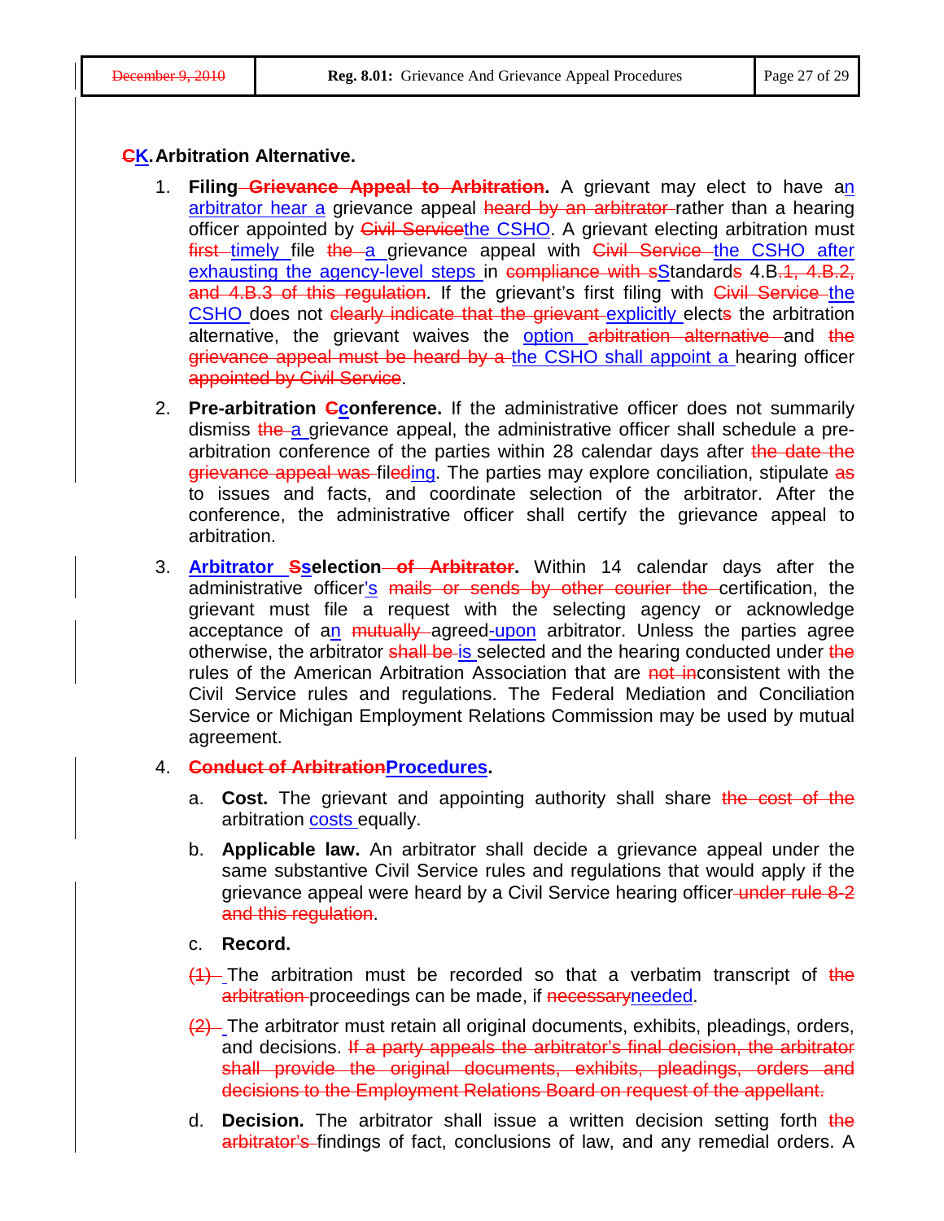## ~~C~~K. Arbitration Alternative.

1. **Filing ~~Grievance Appeal to Arbitration~~.** A grievant may elect to have an arbitrator hear a grievance appeal ~~heard by an arbitrator~~ rather than a hearing officer appointed by ~~Civil Service~~the CSHO. A grievant electing arbitration must ~~first~~ timely file ~~the~~ a grievance appeal with ~~Civil Service~~ the CSHO after exhausting the agency-level steps in ~~compliance with s~~Standard~~s~~ 4.B~~.1, 4.B.2, and 4.B.3 of this regulation~~. If the grievant's first filing with ~~Civil Service~~ the CSHO does not ~~clearly indicate that the grievant~~ explicitly elect~~s~~ the arbitration alternative, the grievant waives the option ~~arbitration alternative~~ and ~~the grievance appeal must be heard by a~~ the CSHO shall appoint a hearing officer ~~appointed by Civil Service~~.

2. **Pre-arbitration ~~C~~conference.** If the administrative officer does not summarily dismiss ~~the~~ a grievance appeal, the administrative officer shall schedule a pre-arbitration conference of the parties within 28 calendar days after ~~the date the grievance appeal was~~ fil~~ed~~ing. The parties may explore conciliation, stipulate ~~as~~ to issues and facts, and coordinate selection of the arbitrator. After the conference, the administrative officer shall certify the grievance appeal to arbitration.

3. **Arbitrator ~~S~~selection ~~of Arbitrator~~.** Within 14 calendar days after the administrative officer's ~~mails or sends by other courier the~~ certification, the grievant must file a request with the selecting agency or acknowledge acceptance of an ~~mutually~~ agreed-upon arbitrator. Unless the parties agree otherwise, the arbitrator ~~shall be~~ is selected and the hearing conducted under ~~the~~ rules of the American Arbitration Association that are ~~not in~~consistent with the Civil Service rules and regulations. The Federal Mediation and Conciliation Service or Michigan Employment Relations Commission may be used by mutual agreement.

4. **~~Conduct of Arbitration~~Procedures.**

   a. **Cost.** The grievant and appointing authority shall share ~~the cost of the~~ arbitration costs equally.

   b. **Applicable law.** An arbitrator shall decide a grievance appeal under the same substantive Civil Service rules and regulations that would apply if the grievance appeal were heard by a Civil Service hearing officer ~~under rule 8-2 and this regulation~~.

   c. **Record.**

   ~~(1)~~ The arbitration must be recorded so that a verbatim transcript of ~~the arbitration~~ proceedings can be made, if ~~necessary~~needed.

   ~~(2)~~ The arbitrator must retain all original documents, exhibits, pleadings, orders, and decisions. ~~If a party appeals the arbitrator's final decision, the arbitrator shall provide the original documents, exhibits, pleadings, orders and decisions to the Employment Relations Board on request of the appellant.~~

   d. **Decision.** The arbitrator shall issue a written decision setting forth ~~the arbitrator's~~ findings of fact, conclusions of law, and any remedial orders. A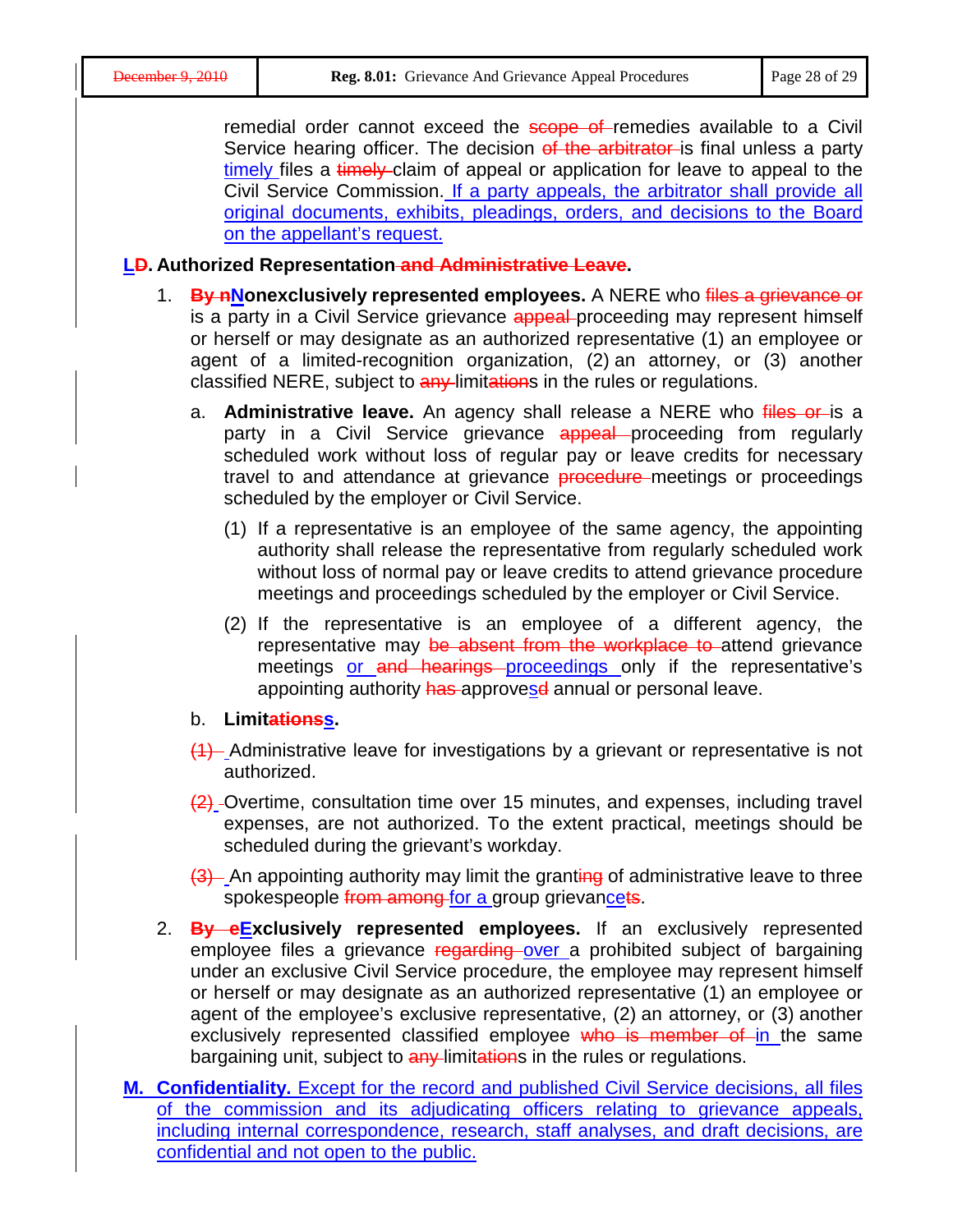remedial order cannot exceed the ~~scope of~~ remedies available to a Civil Service hearing officer. The decision ~~of the arbitrator~~ is final unless a party timely files a ~~timely~~ claim of appeal or application for leave to appeal to the Civil Service Commission. If a party appeals, the arbitrator shall provide all original documents, exhibits, pleadings, orders, and decisions to the Board on the appellant's request.

**L~~D~~. Authorized Representation ~~and Administrative Leave~~.**

1. **~~By n~~Nonexclusively represented employees.** A NERE who ~~files a grievance or~~ is a party in a Civil Service grievance ~~appeal~~ proceeding may represent himself or herself or may designate as an authorized representative (1) an employee or agent of a limited-recognition organization, (2) an attorney, or (3) another classified NERE, subject to ~~any~~ limit~~ation~~s in the rules or regulations.

   a. **Administrative leave.** An agency shall release a NERE who ~~files or~~ is a party in a Civil Service grievance ~~appeal~~ proceeding from regularly scheduled work without loss of regular pay or leave credits for necessary travel to and attendance at grievance ~~procedure~~ meetings or proceedings scheduled by the employer or Civil Service.

      (1) If a representative is an employee of the same agency, the appointing authority shall release the representative from regularly scheduled work without loss of normal pay or leave credits to attend grievance procedure meetings and proceedings scheduled by the employer or Civil Service.

      (2) If the representative is an employee of a different agency, the representative may ~~be absent from the workplace to~~ attend grievance meetings or ~~and hearings~~ proceedings only if the representative's appointing authority ~~has~~ approve~~d~~s annual or personal leave.

   b. **Limit~~ations~~s.**

   ~~(1)~~ Administrative leave for investigations by a grievant or representative is not authorized.

   ~~(2)~~ Overtime, consultation time over 15 minutes, and expenses, including travel expenses, are not authorized. To the extent practical, meetings should be scheduled during the grievant's workday.

   ~~(3)~~ An appointing authority may limit the grant~~ing~~ of administrative leave to three spokespeople ~~from among~~ for a group grievan~~ts~~ce.

2. **~~By e~~Exclusively represented employees.** If an exclusively represented employee files a grievance ~~regarding~~ over a prohibited subject of bargaining under an exclusive Civil Service procedure, the employee may represent himself or herself or may designate as an authorized representative (1) an employee or agent of the employee's exclusive representative, (2) an attorney, or (3) another exclusively represented classified employee ~~who is member of~~ in the same bargaining unit, subject to ~~any~~ limit~~ation~~s in the rules or regulations.

**M. Confidentiality.** Except for the record and published Civil Service decisions, all files of the commission and its adjudicating officers relating to grievance appeals, including internal correspondence, research, staff analyses, and draft decisions, are confidential and not open to the public.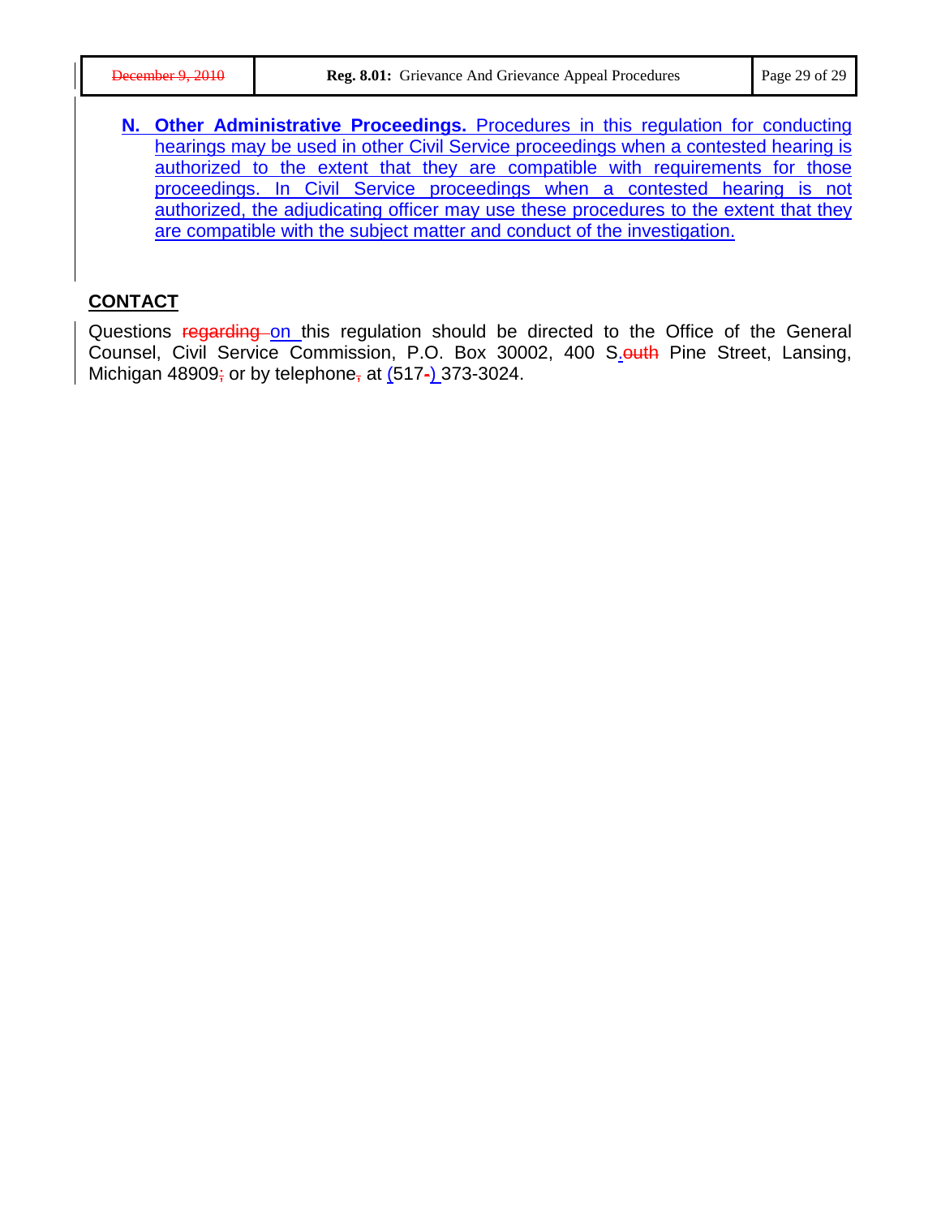**N. Other Administrative Proceedings.** Procedures in this regulation for conducting hearings may be used in other Civil Service proceedings when a contested hearing is authorized to the extent that they are compatible with requirements for those proceedings. In Civil Service proceedings when a contested hearing is not authorized, the adjudicating officer may use these procedures to the extent that they are compatible with the subject matter and conduct of the investigation.

## CONTACT

Questions ~~regarding~~ on this regulation should be directed to the Office of the General Counsel, Civil Service Commission, P.O. Box 30002, 400 S.~~outh~~ Pine Street, Lansing, Michigan 48909~~;~~ or by telephone~~,~~ at (517~~-~~) 373-3024.